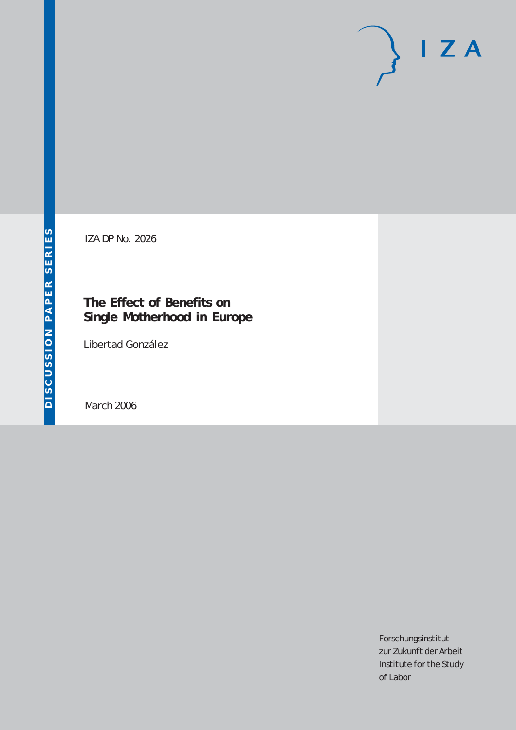IZA DP No. 2026

# The Effect of Benefits on Single Motherhood in Europe

Libertad González

March 2006

Forschungsinstitut
zur Zukunft der Arbeit
Institute for the Study
of Labor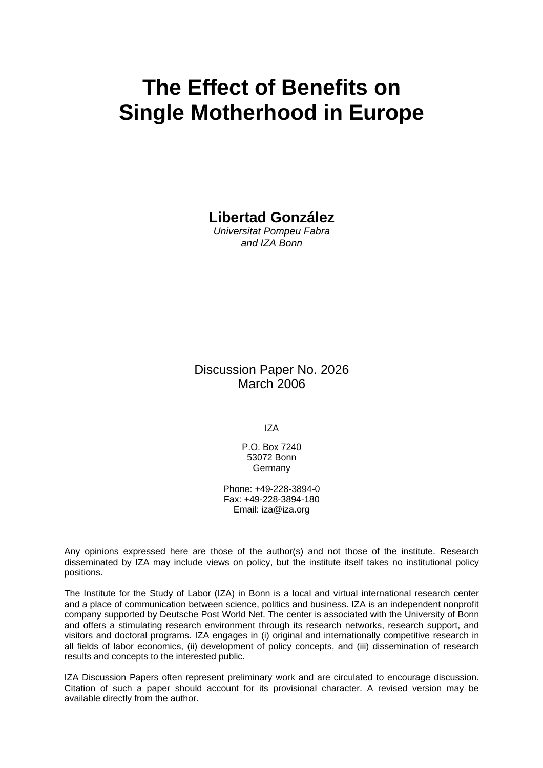# The Effect of Benefits on Single Motherhood in Europe

**Libertad González**

*Universitat Pompeu Fabra and IZA Bonn*

Discussion Paper No. 2026
March 2006

IZA

P.O. Box 7240
53072 Bonn
Germany

Phone: +49-228-3894-0
Fax: +49-228-3894-180
Email: iza@iza.org

Any opinions expressed here are those of the author(s) and not those of the institute. Research disseminated by IZA may include views on policy, but the institute itself takes no institutional policy positions.

The Institute for the Study of Labor (IZA) in Bonn is a local and virtual international research center and a place of communication between science, politics and business. IZA is an independent nonprofit company supported by Deutsche Post World Net. The center is associated with the University of Bonn and offers a stimulating research environment through its research networks, research support, and visitors and doctoral programs. IZA engages in (i) original and internationally competitive research in all fields of labor economics, (ii) development of policy concepts, and (iii) dissemination of research results and concepts to the interested public.

IZA Discussion Papers often represent preliminary work and are circulated to encourage discussion. Citation of such a paper should account for its provisional character. A revised version may be available directly from the author.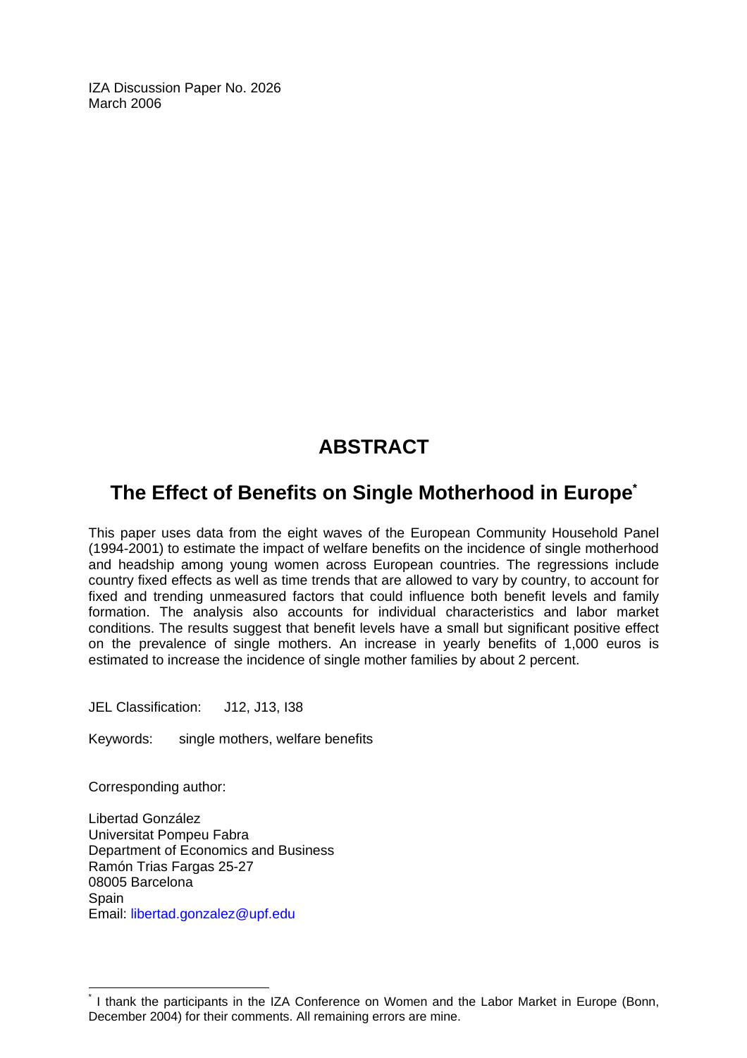IZA Discussion Paper No. 2026
March 2006

# ABSTRACT

## The Effect of Benefits on Single Motherhood in Europe*

This paper uses data from the eight waves of the European Community Household Panel (1994-2001) to estimate the impact of welfare benefits on the incidence of single motherhood and headship among young women across European countries. The regressions include country fixed effects as well as time trends that are allowed to vary by country, to account for fixed and trending unmeasured factors that could influence both benefit levels and family formation. The analysis also accounts for individual characteristics and labor market conditions. The results suggest that benefit levels have a small but significant positive effect on the prevalence of single mothers. An increase in yearly benefits of 1,000 euros is estimated to increase the incidence of single mother families by about 2 percent.

JEL Classification: J12, J13, I38

Keywords: single mothers, welfare benefits

Corresponding author:

Libertad González
Universitat Pompeu Fabra
Department of Economics and Business
Ramón Trias Fargas 25-27
08005 Barcelona
Spain
Email: libertad.gonzalez@upf.edu

---

* I thank the participants in the IZA Conference on Women and the Labor Market in Europe (Bonn, December 2004) for their comments. All remaining errors are mine.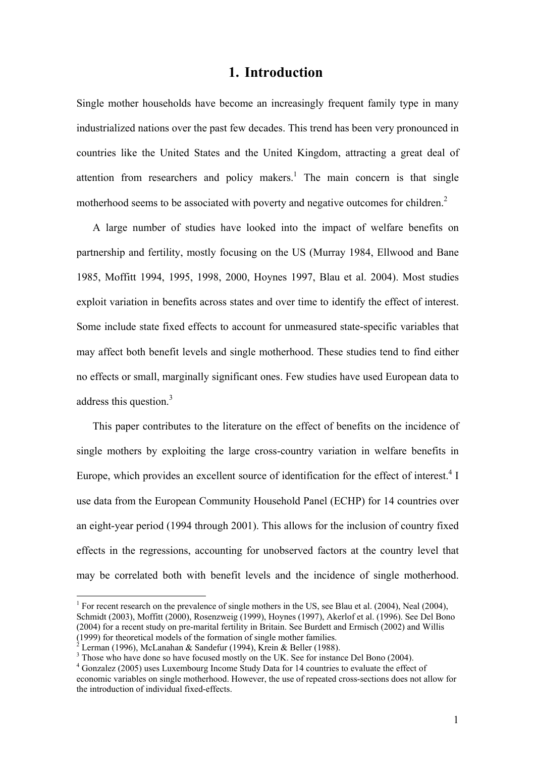# 1. Introduction

Single mother households have become an increasingly frequent family type in many industrialized nations over the past few decades. This trend has been very pronounced in countries like the United States and the United Kingdom, attracting a great deal of attention from researchers and policy makers.[1] The main concern is that single motherhood seems to be associated with poverty and negative outcomes for children.[2]

A large number of studies have looked into the impact of welfare benefits on partnership and fertility, mostly focusing on the US (Murray 1984, Ellwood and Bane 1985, Moffitt 1994, 1995, 1998, 2000, Hoynes 1997, Blau et al. 2004). Most studies exploit variation in benefits across states and over time to identify the effect of interest. Some include state fixed effects to account for unmeasured state-specific variables that may affect both benefit levels and single motherhood. These studies tend to find either no effects or small, marginally significant ones. Few studies have used European data to address this question.[3]

This paper contributes to the literature on the effect of benefits on the incidence of single mothers by exploiting the large cross-country variation in welfare benefits in Europe, which provides an excellent source of identification for the effect of interest.[4] I use data from the European Community Household Panel (ECHP) for 14 countries over an eight-year period (1994 through 2001). This allows for the inclusion of country fixed effects in the regressions, accounting for unobserved factors at the country level that may be correlated both with benefit levels and the incidence of single motherhood.

---

[1] For recent research on the prevalence of single mothers in the US, see Blau et al. (2004), Neal (2004), Schmidt (2003), Moffitt (2000), Rosenzweig (1999), Hoynes (1997), Akerlof et al. (1996). See Del Bono (2004) for a recent study on pre-marital fertility in Britain. See Burdett and Ermisch (2002) and Willis (1999) for theoretical models of the formation of single mother families.

[2] Lerman (1996), McLanahan & Sandefur (1994), Krein & Beller (1988).

[3] Those who have done so have focused mostly on the UK. See for instance Del Bono (2004).

[4] Gonzalez (2005) uses Luxembourg Income Study Data for 14 countries to evaluate the effect of economic variables on single motherhood. However, the use of repeated cross-sections does not allow for the introduction of individual fixed-effects.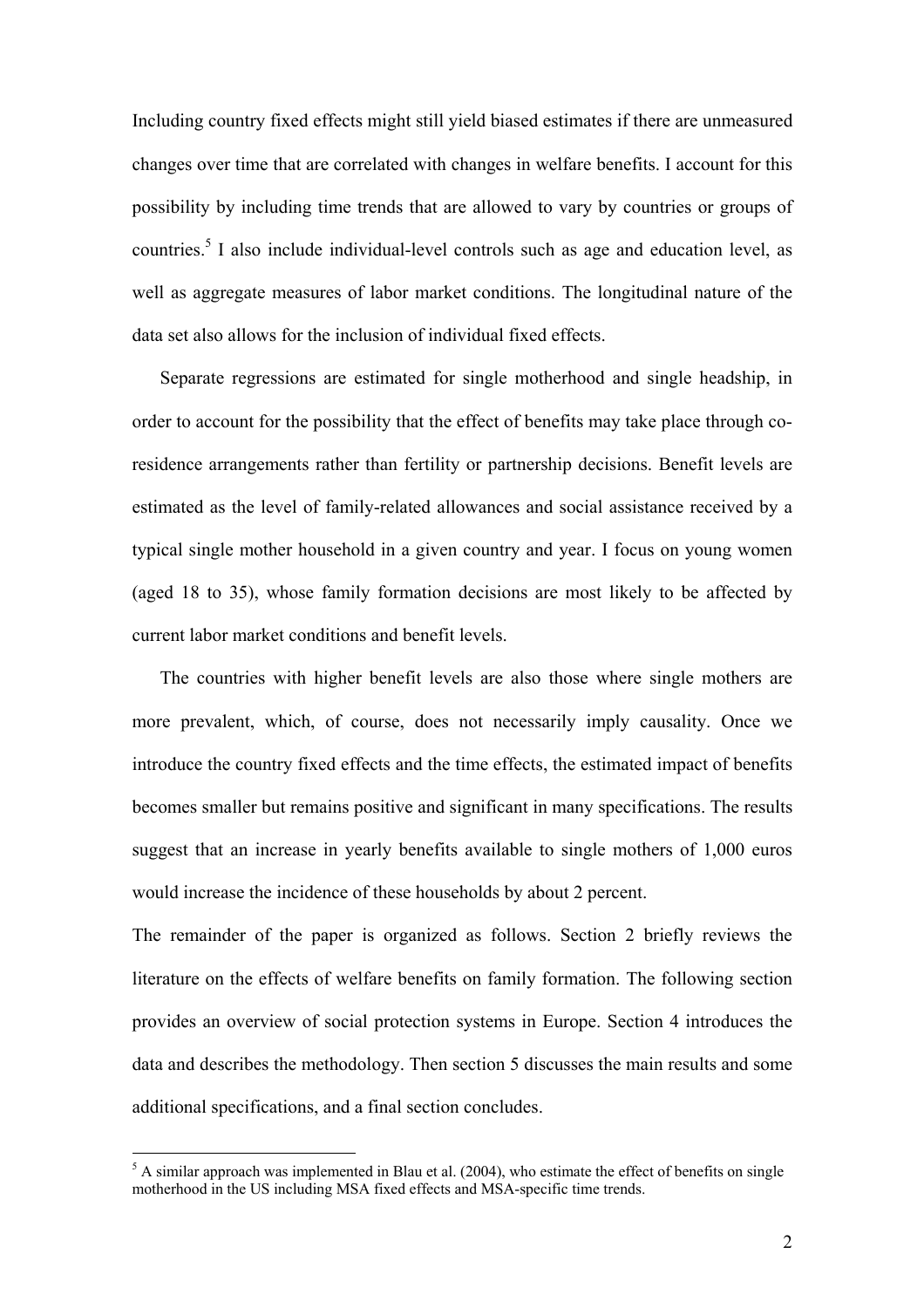Including country fixed effects might still yield biased estimates if there are unmeasured changes over time that are correlated with changes in welfare benefits. I account for this possibility by including time trends that are allowed to vary by countries or groups of countries.[5] I also include individual-level controls such as age and education level, as well as aggregate measures of labor market conditions. The longitudinal nature of the data set also allows for the inclusion of individual fixed effects.

Separate regressions are estimated for single motherhood and single headship, in order to account for the possibility that the effect of benefits may take place through co-residence arrangements rather than fertility or partnership decisions. Benefit levels are estimated as the level of family-related allowances and social assistance received by a typical single mother household in a given country and year. I focus on young women (aged 18 to 35), whose family formation decisions are most likely to be affected by current labor market conditions and benefit levels.

The countries with higher benefit levels are also those where single mothers are more prevalent, which, of course, does not necessarily imply causality. Once we introduce the country fixed effects and the time effects, the estimated impact of benefits becomes smaller but remains positive and significant in many specifications. The results suggest that an increase in yearly benefits available to single mothers of 1,000 euros would increase the incidence of these households by about 2 percent.

The remainder of the paper is organized as follows. Section 2 briefly reviews the literature on the effects of welfare benefits on family formation. The following section provides an overview of social protection systems in Europe. Section 4 introduces the data and describes the methodology. Then section 5 discusses the main results and some additional specifications, and a final section concludes.

[5] A similar approach was implemented in Blau et al. (2004), who estimate the effect of benefits on single motherhood in the US including MSA fixed effects and MSA-specific time trends.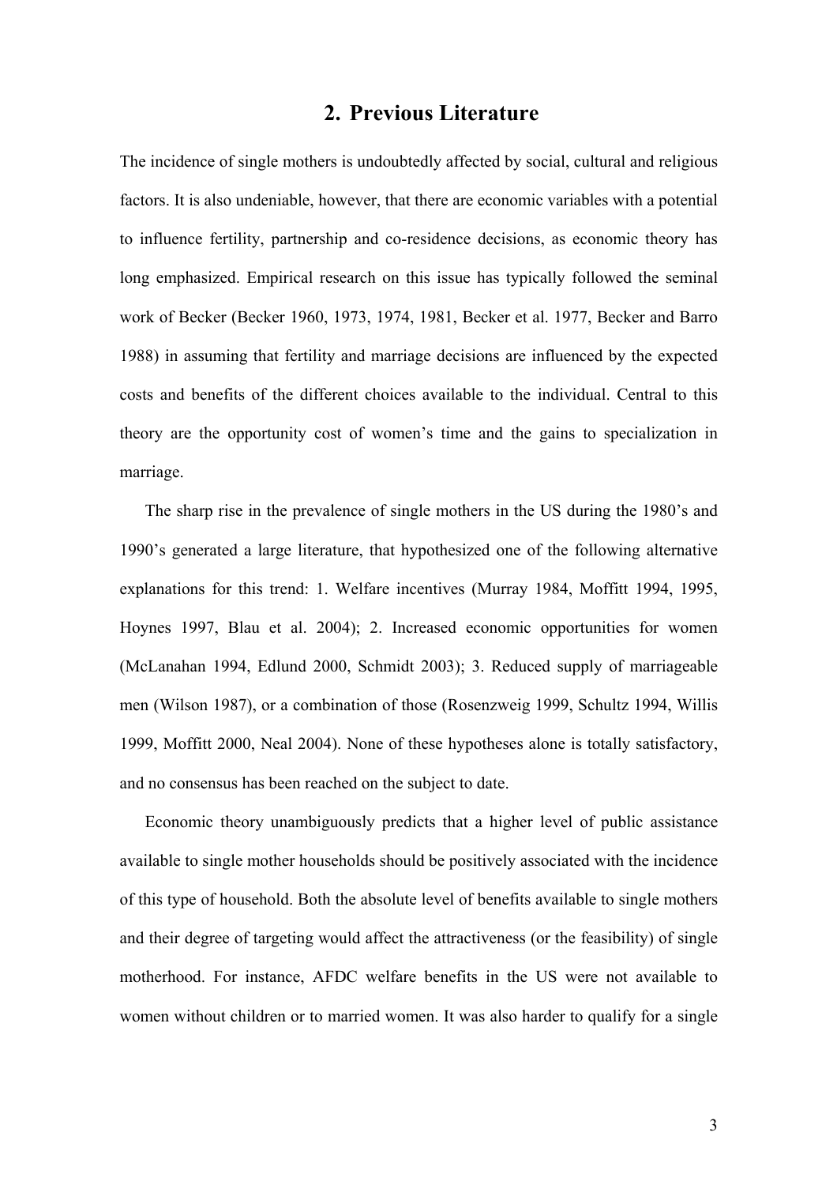## 2. Previous Literature

The incidence of single mothers is undoubtedly affected by social, cultural and religious factors. It is also undeniable, however, that there are economic variables with a potential to influence fertility, partnership and co-residence decisions, as economic theory has long emphasized. Empirical research on this issue has typically followed the seminal work of Becker (Becker 1960, 1973, 1974, 1981, Becker et al. 1977, Becker and Barro 1988) in assuming that fertility and marriage decisions are influenced by the expected costs and benefits of the different choices available to the individual. Central to this theory are the opportunity cost of women's time and the gains to specialization in marriage.

The sharp rise in the prevalence of single mothers in the US during the 1980's and 1990's generated a large literature, that hypothesized one of the following alternative explanations for this trend: 1. Welfare incentives (Murray 1984, Moffitt 1994, 1995, Hoynes 1997, Blau et al. 2004); 2. Increased economic opportunities for women (McLanahan 1994, Edlund 2000, Schmidt 2003); 3. Reduced supply of marriageable men (Wilson 1987), or a combination of those (Rosenzweig 1999, Schultz 1994, Willis 1999, Moffitt 2000, Neal 2004). None of these hypotheses alone is totally satisfactory, and no consensus has been reached on the subject to date.

Economic theory unambiguously predicts that a higher level of public assistance available to single mother households should be positively associated with the incidence of this type of household. Both the absolute level of benefits available to single mothers and their degree of targeting would affect the attractiveness (or the feasibility) of single motherhood. For instance, AFDC welfare benefits in the US were not available to women without children or to married women. It was also harder to qualify for a single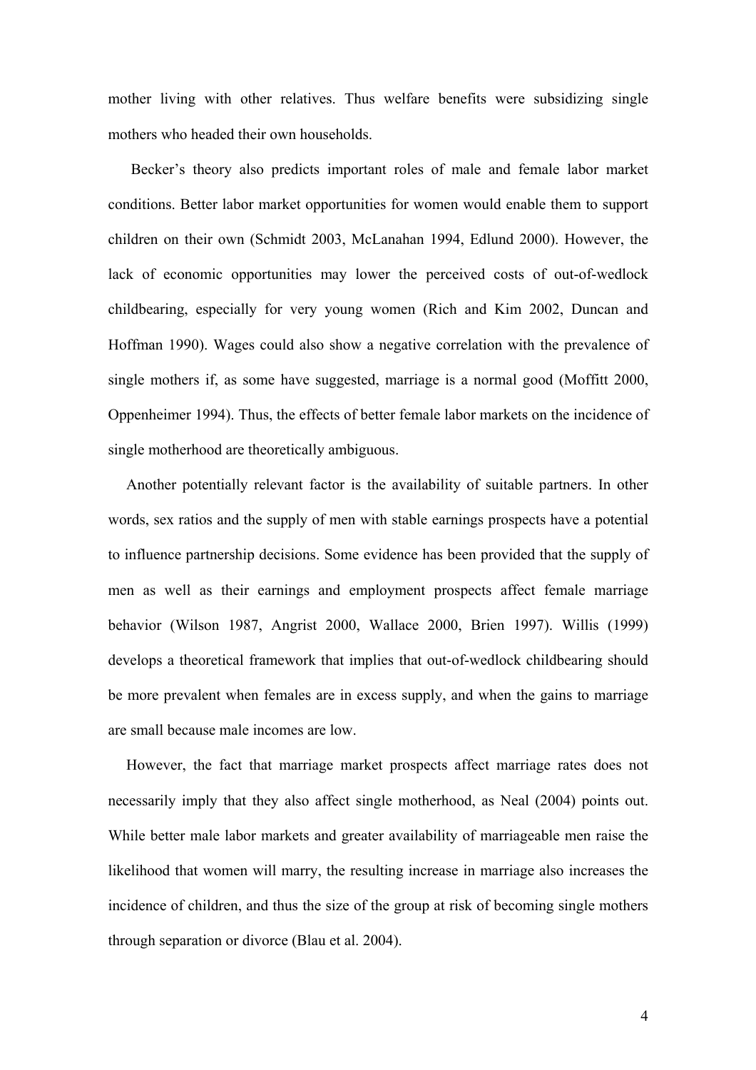mother living with other relatives. Thus welfare benefits were subsidizing single mothers who headed their own households.

Becker's theory also predicts important roles of male and female labor market conditions. Better labor market opportunities for women would enable them to support children on their own (Schmidt 2003, McLanahan 1994, Edlund 2000). However, the lack of economic opportunities may lower the perceived costs of out-of-wedlock childbearing, especially for very young women (Rich and Kim 2002, Duncan and Hoffman 1990). Wages could also show a negative correlation with the prevalence of single mothers if, as some have suggested, marriage is a normal good (Moffitt 2000, Oppenheimer 1994). Thus, the effects of better female labor markets on the incidence of single motherhood are theoretically ambiguous.

Another potentially relevant factor is the availability of suitable partners. In other words, sex ratios and the supply of men with stable earnings prospects have a potential to influence partnership decisions. Some evidence has been provided that the supply of men as well as their earnings and employment prospects affect female marriage behavior (Wilson 1987, Angrist 2000, Wallace 2000, Brien 1997). Willis (1999) develops a theoretical framework that implies that out-of-wedlock childbearing should be more prevalent when females are in excess supply, and when the gains to marriage are small because male incomes are low.

However, the fact that marriage market prospects affect marriage rates does not necessarily imply that they also affect single motherhood, as Neal (2004) points out. While better male labor markets and greater availability of marriageable men raise the likelihood that women will marry, the resulting increase in marriage also increases the incidence of children, and thus the size of the group at risk of becoming single mothers through separation or divorce (Blau et al. 2004).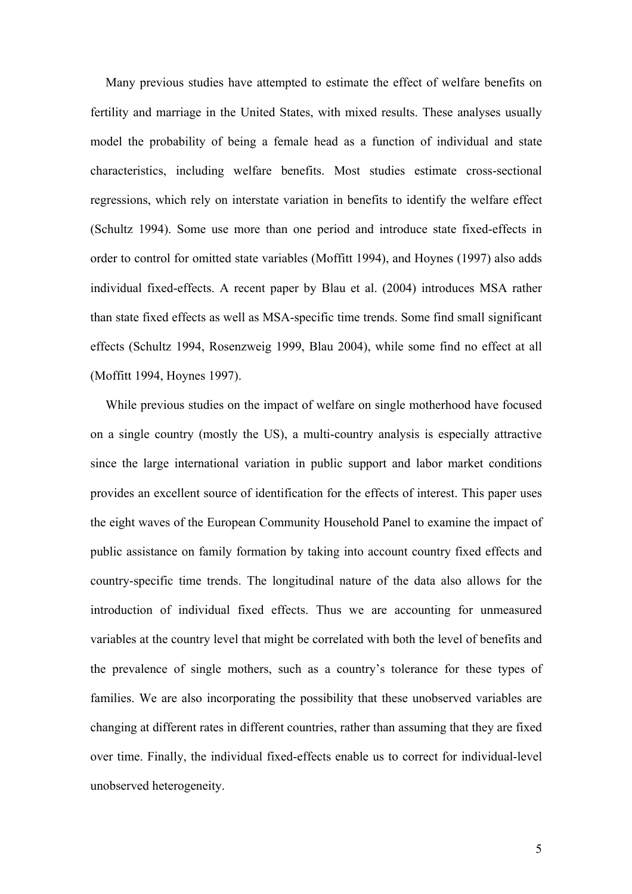Many previous studies have attempted to estimate the effect of welfare benefits on fertility and marriage in the United States, with mixed results. These analyses usually model the probability of being a female head as a function of individual and state characteristics, including welfare benefits. Most studies estimate cross-sectional regressions, which rely on interstate variation in benefits to identify the welfare effect (Schultz 1994). Some use more than one period and introduce state fixed-effects in order to control for omitted state variables (Moffitt 1994), and Hoynes (1997) also adds individual fixed-effects. A recent paper by Blau et al. (2004) introduces MSA rather than state fixed effects as well as MSA-specific time trends. Some find small significant effects (Schultz 1994, Rosenzweig 1999, Blau 2004), while some find no effect at all (Moffitt 1994, Hoynes 1997).

While previous studies on the impact of welfare on single motherhood have focused on a single country (mostly the US), a multi-country analysis is especially attractive since the large international variation in public support and labor market conditions provides an excellent source of identification for the effects of interest. This paper uses the eight waves of the European Community Household Panel to examine the impact of public assistance on family formation by taking into account country fixed effects and country-specific time trends. The longitudinal nature of the data also allows for the introduction of individual fixed effects. Thus we are accounting for unmeasured variables at the country level that might be correlated with both the level of benefits and the prevalence of single mothers, such as a country's tolerance for these types of families. We are also incorporating the possibility that these unobserved variables are changing at different rates in different countries, rather than assuming that they are fixed over time. Finally, the individual fixed-effects enable us to correct for individual-level unobserved heterogeneity.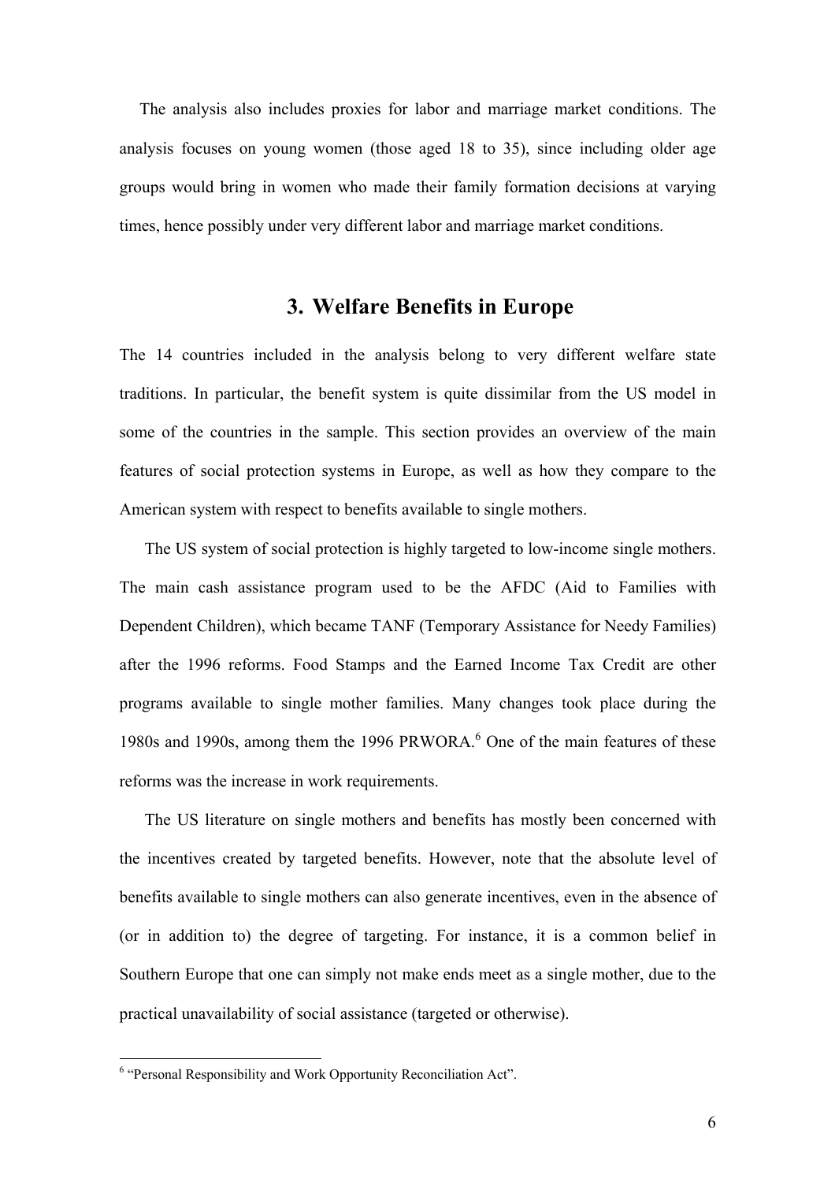The analysis also includes proxies for labor and marriage market conditions. The analysis focuses on young women (those aged 18 to 35), since including older age groups would bring in women who made their family formation decisions at varying times, hence possibly under very different labor and marriage market conditions.

## 3. Welfare Benefits in Europe

The 14 countries included in the analysis belong to very different welfare state traditions. In particular, the benefit system is quite dissimilar from the US model in some of the countries in the sample. This section provides an overview of the main features of social protection systems in Europe, as well as how they compare to the American system with respect to benefits available to single mothers.

The US system of social protection is highly targeted to low-income single mothers. The main cash assistance program used to be the AFDC (Aid to Families with Dependent Children), which became TANF (Temporary Assistance for Needy Families) after the 1996 reforms. Food Stamps and the Earned Income Tax Credit are other programs available to single mother families. Many changes took place during the 1980s and 1990s, among them the 1996 PRWORA.[6] One of the main features of these reforms was the increase in work requirements.

The US literature on single mothers and benefits has mostly been concerned with the incentives created by targeted benefits. However, note that the absolute level of benefits available to single mothers can also generate incentives, even in the absence of (or in addition to) the degree of targeting. For instance, it is a common belief in Southern Europe that one can simply not make ends meet as a single mother, due to the practical unavailability of social assistance (targeted or otherwise).

---

[6] "Personal Responsibility and Work Opportunity Reconciliation Act".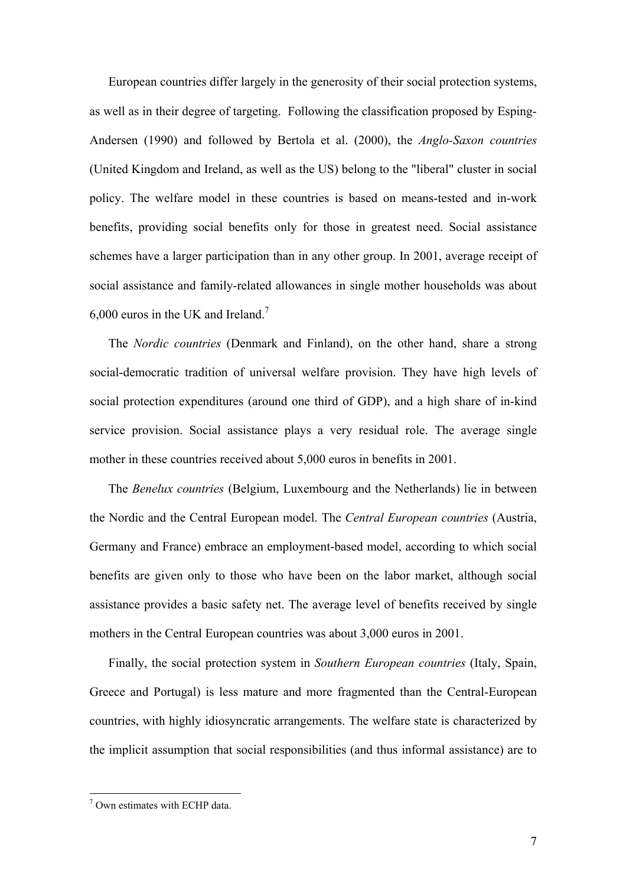European countries differ largely in the generosity of their social protection systems, as well as in their degree of targeting. Following the classification proposed by Esping-Andersen (1990) and followed by Bertola et al. (2000), the *Anglo-Saxon countries* (United Kingdom and Ireland, as well as the US) belong to the "liberal" cluster in social policy. The welfare model in these countries is based on means-tested and in-work benefits, providing social benefits only for those in greatest need. Social assistance schemes have a larger participation than in any other group. In 2001, average receipt of social assistance and family-related allowances in single mother households was about 6,000 euros in the UK and Ireland.[7]

The *Nordic countries* (Denmark and Finland), on the other hand, share a strong social-democratic tradition of universal welfare provision. They have high levels of social protection expenditures (around one third of GDP), and a high share of in-kind service provision. Social assistance plays a very residual role. The average single mother in these countries received about 5,000 euros in benefits in 2001.

The *Benelux countries* (Belgium, Luxembourg and the Netherlands) lie in between the Nordic and the Central European model. The *Central European countries* (Austria, Germany and France) embrace an employment-based model, according to which social benefits are given only to those who have been on the labor market, although social assistance provides a basic safety net. The average level of benefits received by single mothers in the Central European countries was about 3,000 euros in 2001.

Finally, the social protection system in *Southern European countries* (Italy, Spain, Greece and Portugal) is less mature and more fragmented than the Central-European countries, with highly idiosyncratic arrangements. The welfare state is characterized by the implicit assumption that social responsibilities (and thus informal assistance) are to

[7] Own estimates with ECHP data.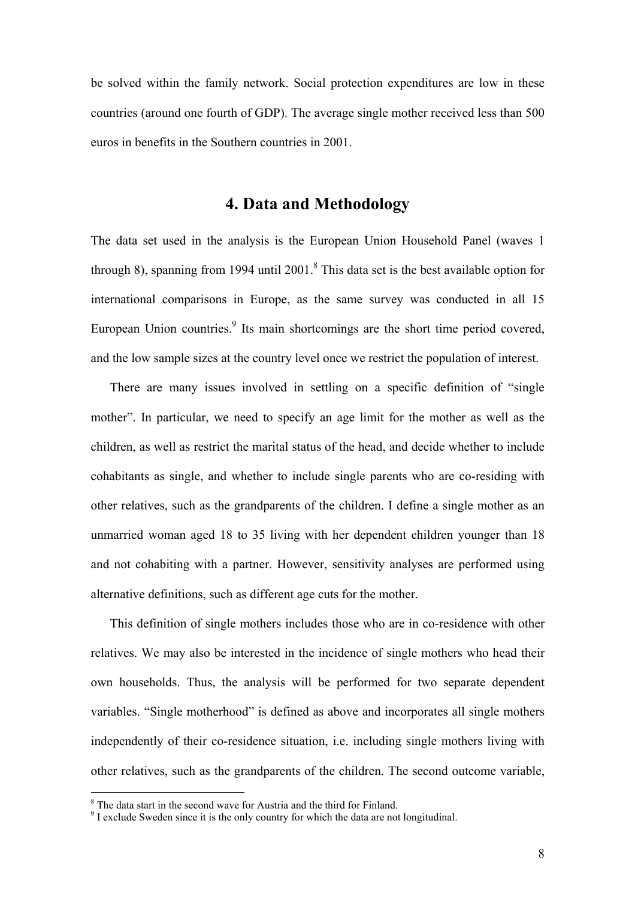be solved within the family network. Social protection expenditures are low in these countries (around one fourth of GDP). The average single mother received less than 500 euros in benefits in the Southern countries in 2001.

## 4. Data and Methodology

The data set used in the analysis is the European Union Household Panel (waves 1 through 8), spanning from 1994 until 2001.[8] This data set is the best available option for international comparisons in Europe, as the same survey was conducted in all 15 European Union countries.[9] Its main shortcomings are the short time period covered, and the low sample sizes at the country level once we restrict the population of interest.

There are many issues involved in settling on a specific definition of "single mother". In particular, we need to specify an age limit for the mother as well as the children, as well as restrict the marital status of the head, and decide whether to include cohabitants as single, and whether to include single parents who are co-residing with other relatives, such as the grandparents of the children. I define a single mother as an unmarried woman aged 18 to 35 living with her dependent children younger than 18 and not cohabiting with a partner. However, sensitivity analyses are performed using alternative definitions, such as different age cuts for the mother.

This definition of single mothers includes those who are in co-residence with other relatives. We may also be interested in the incidence of single mothers who head their own households. Thus, the analysis will be performed for two separate dependent variables. "Single motherhood" is defined as above and incorporates all single mothers independently of their co-residence situation, i.e. including single mothers living with other relatives, such as the grandparents of the children. The second outcome variable,

[8] The data start in the second wave for Austria and the third for Finland.

[9] I exclude Sweden since it is the only country for which the data are not longitudinal.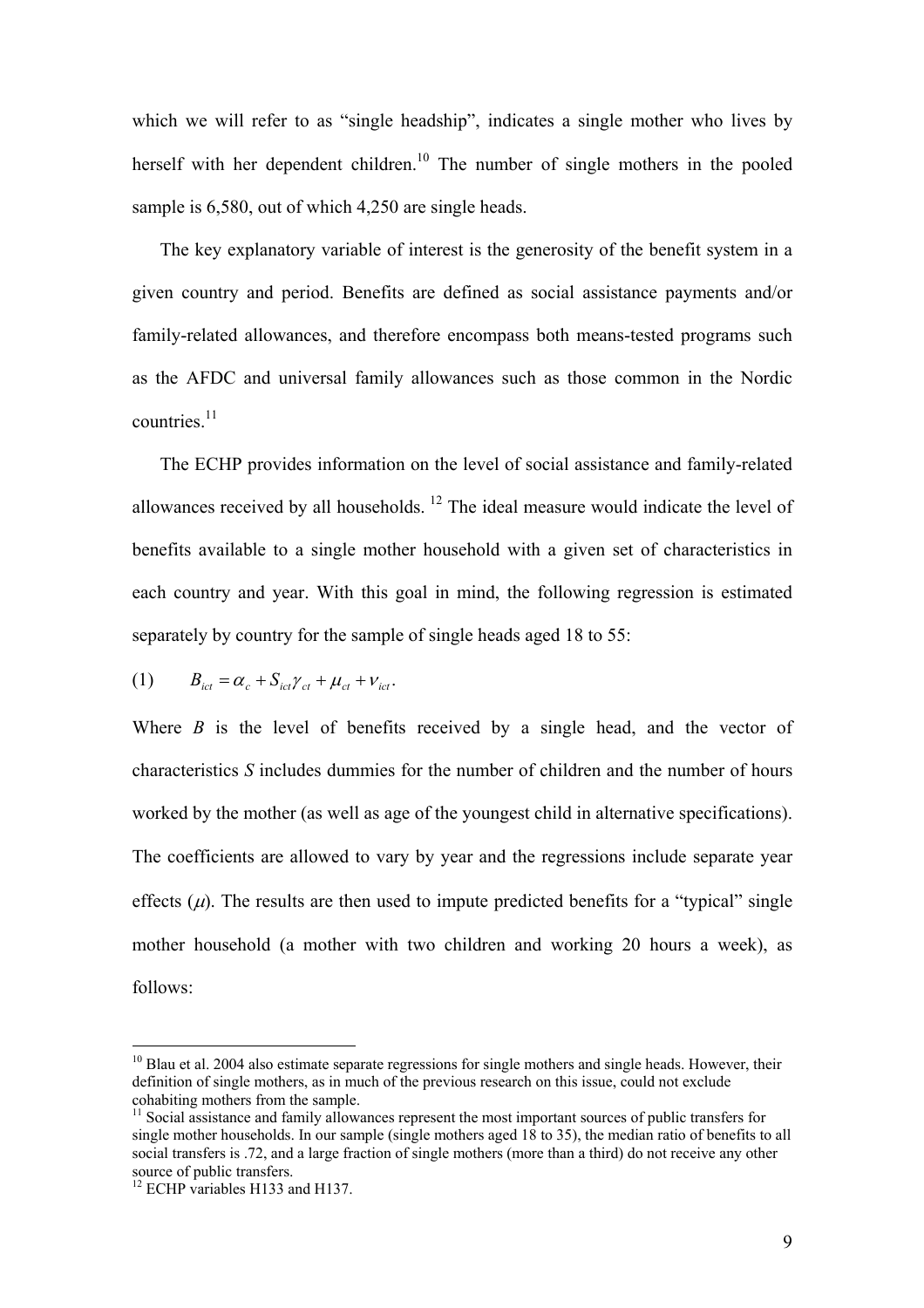which we will refer to as "single headship", indicates a single mother who lives by herself with her dependent children.[10] The number of single mothers in the pooled sample is 6,580, out of which 4,250 are single heads.

The key explanatory variable of interest is the generosity of the benefit system in a given country and period. Benefits are defined as social assistance payments and/or family-related allowances, and therefore encompass both means-tested programs such as the AFDC and universal family allowances such as those common in the Nordic countries.[11]

The ECHP provides information on the level of social assistance and family-related allowances received by all households. [12] The ideal measure would indicate the level of benefits available to a single mother household with a given set of characteristics in each country and year. With this goal in mind, the following regression is estimated separately by country for the sample of single heads aged 18 to 55:

$$(1) \qquad B_{ict} = \alpha_c + S_{ict}\gamma_{ct} + \mu_{ct} + \nu_{ict}.$$

Where *B* is the level of benefits received by a single head, and the vector of characteristics *S* includes dummies for the number of children and the number of hours worked by the mother (as well as age of the youngest child in alternative specifications). The coefficients are allowed to vary by year and the regressions include separate year effects ($\mu$). The results are then used to impute predicted benefits for a "typical" single mother household (a mother with two children and working 20 hours a week), as follows:

---

[10] Blau et al. 2004 also estimate separate regressions for single mothers and single heads. However, their definition of single mothers, as in much of the previous research on this issue, could not exclude cohabiting mothers from the sample.

[11] Social assistance and family allowances represent the most important sources of public transfers for single mother households. In our sample (single mothers aged 18 to 35), the median ratio of benefits to all social transfers is .72, and a large fraction of single mothers (more than a third) do not receive any other source of public transfers.

[12] ECHP variables H133 and H137.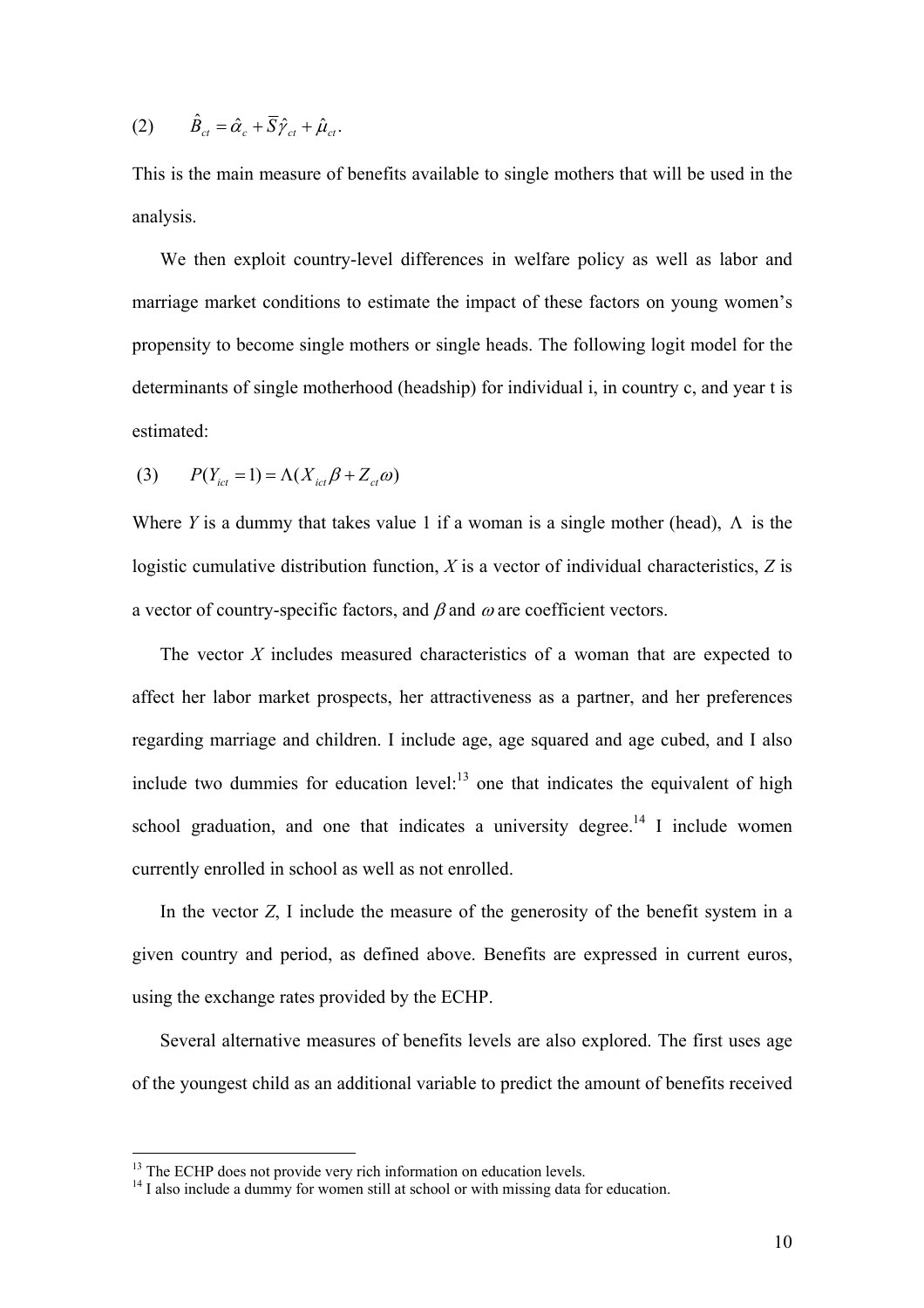$$(2) \qquad \hat{B}_{ct} = \hat{\alpha}_c + \overline{S}\hat{\gamma}_{ct} + \hat{\mu}_{ct}.$$

This is the main measure of benefits available to single mothers that will be used in the analysis.

We then exploit country-level differences in welfare policy as well as labor and marriage market conditions to estimate the impact of these factors on young women's propensity to become single mothers or single heads. The following logit model for the determinants of single motherhood (headship) for individual i, in country c, and year t is estimated:

$$(3) \qquad P(Y_{ict} = 1) = \Lambda(X_{ict}\beta + Z_{ct}\omega)$$

Where *Y* is a dummy that takes value 1 if a woman is a single mother (head), $\Lambda$ is the logistic cumulative distribution function, *X* is a vector of individual characteristics, *Z* is a vector of country-specific factors, and $\beta$ and $\omega$ are coefficient vectors.

The vector *X* includes measured characteristics of a woman that are expected to affect her labor market prospects, her attractiveness as a partner, and her preferences regarding marriage and children. I include age, age squared and age cubed, and I also include two dummies for education level:[13] one that indicates the equivalent of high school graduation, and one that indicates a university degree.[14] I include women currently enrolled in school as well as not enrolled.

In the vector *Z*, I include the measure of the generosity of the benefit system in a given country and period, as defined above. Benefits are expressed in current euros, using the exchange rates provided by the ECHP.

Several alternative measures of benefits levels are also explored. The first uses age of the youngest child as an additional variable to predict the amount of benefits received

[13] The ECHP does not provide very rich information on education levels.

[14] I also include a dummy for women still at school or with missing data for education.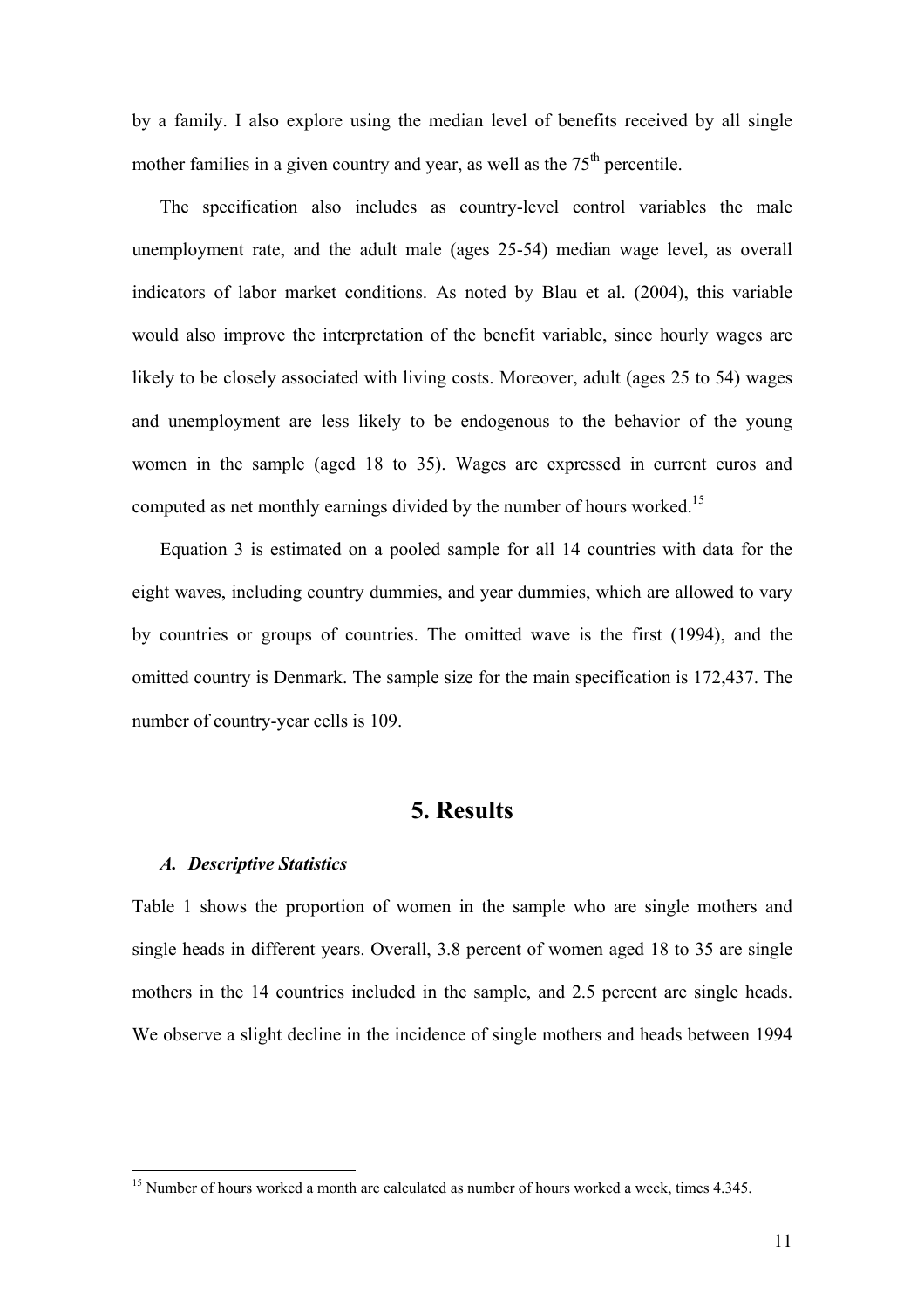by a family. I also explore using the median level of benefits received by all single mother families in a given country and year, as well as the 75th percentile.

The specification also includes as country-level control variables the male unemployment rate, and the adult male (ages 25-54) median wage level, as overall indicators of labor market conditions. As noted by Blau et al. (2004), this variable would also improve the interpretation of the benefit variable, since hourly wages are likely to be closely associated with living costs. Moreover, adult (ages 25 to 54) wages and unemployment are less likely to be endogenous to the behavior of the young women in the sample (aged 18 to 35). Wages are expressed in current euros and computed as net monthly earnings divided by the number of hours worked.[15]

Equation 3 is estimated on a pooled sample for all 14 countries with data for the eight waves, including country dummies, and year dummies, which are allowed to vary by countries or groups of countries. The omitted wave is the first (1994), and the omitted country is Denmark. The sample size for the main specification is 172,437. The number of country-year cells is 109.

# 5. Results

### *A. Descriptive Statistics*

Table 1 shows the proportion of women in the sample who are single mothers and single heads in different years. Overall, 3.8 percent of women aged 18 to 35 are single mothers in the 14 countries included in the sample, and 2.5 percent are single heads. We observe a slight decline in the incidence of single mothers and heads between 1994

[15] Number of hours worked a month are calculated as number of hours worked a week, times 4.345.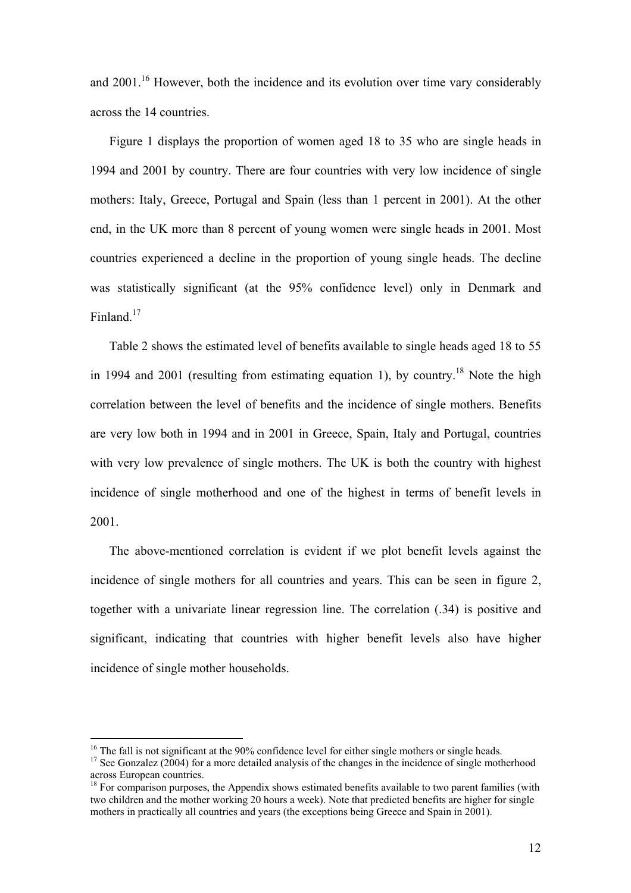and 2001.[16] However, both the incidence and its evolution over time vary considerably across the 14 countries.

Figure 1 displays the proportion of women aged 18 to 35 who are single heads in 1994 and 2001 by country. There are four countries with very low incidence of single mothers: Italy, Greece, Portugal and Spain (less than 1 percent in 2001). At the other end, in the UK more than 8 percent of young women were single heads in 2001. Most countries experienced a decline in the proportion of young single heads. The decline was statistically significant (at the 95% confidence level) only in Denmark and Finland.[17]

Table 2 shows the estimated level of benefits available to single heads aged 18 to 55 in 1994 and 2001 (resulting from estimating equation 1), by country.[18] Note the high correlation between the level of benefits and the incidence of single mothers. Benefits are very low both in 1994 and in 2001 in Greece, Spain, Italy and Portugal, countries with very low prevalence of single mothers. The UK is both the country with highest incidence of single motherhood and one of the highest in terms of benefit levels in 2001.

The above-mentioned correlation is evident if we plot benefit levels against the incidence of single mothers for all countries and years. This can be seen in figure 2, together with a univariate linear regression line. The correlation (.34) is positive and significant, indicating that countries with higher benefit levels also have higher incidence of single mother households.

---

[16] The fall is not significant at the 90% confidence level for either single mothers or single heads.

[17] See Gonzalez (2004) for a more detailed analysis of the changes in the incidence of single motherhood across European countries.

[18] For comparison purposes, the Appendix shows estimated benefits available to two parent families (with two children and the mother working 20 hours a week). Note that predicted benefits are higher for single mothers in practically all countries and years (the exceptions being Greece and Spain in 2001).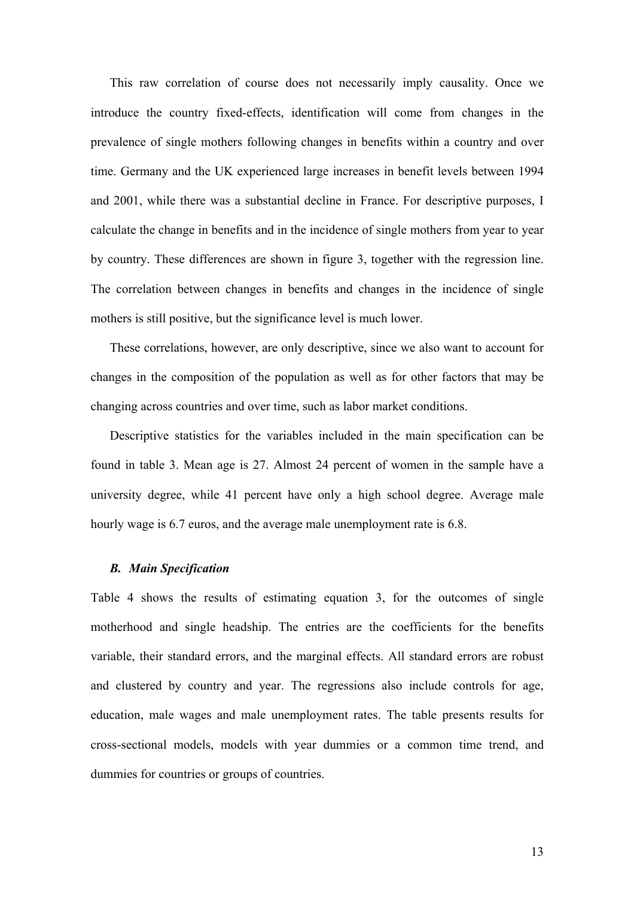This raw correlation of course does not necessarily imply causality. Once we introduce the country fixed-effects, identification will come from changes in the prevalence of single mothers following changes in benefits within a country and over time. Germany and the UK experienced large increases in benefit levels between 1994 and 2001, while there was a substantial decline in France. For descriptive purposes, I calculate the change in benefits and in the incidence of single mothers from year to year by country. These differences are shown in figure 3, together with the regression line. The correlation between changes in benefits and changes in the incidence of single mothers is still positive, but the significance level is much lower.

These correlations, however, are only descriptive, since we also want to account for changes in the composition of the population as well as for other factors that may be changing across countries and over time, such as labor market conditions.

Descriptive statistics for the variables included in the main specification can be found in table 3. Mean age is 27. Almost 24 percent of women in the sample have a university degree, while 41 percent have only a high school degree. Average male hourly wage is 6.7 euros, and the average male unemployment rate is 6.8.

### *B. Main Specification*

Table 4 shows the results of estimating equation 3, for the outcomes of single motherhood and single headship. The entries are the coefficients for the benefits variable, their standard errors, and the marginal effects. All standard errors are robust and clustered by country and year. The regressions also include controls for age, education, male wages and male unemployment rates. The table presents results for cross-sectional models, models with year dummies or a common time trend, and dummies for countries or groups of countries.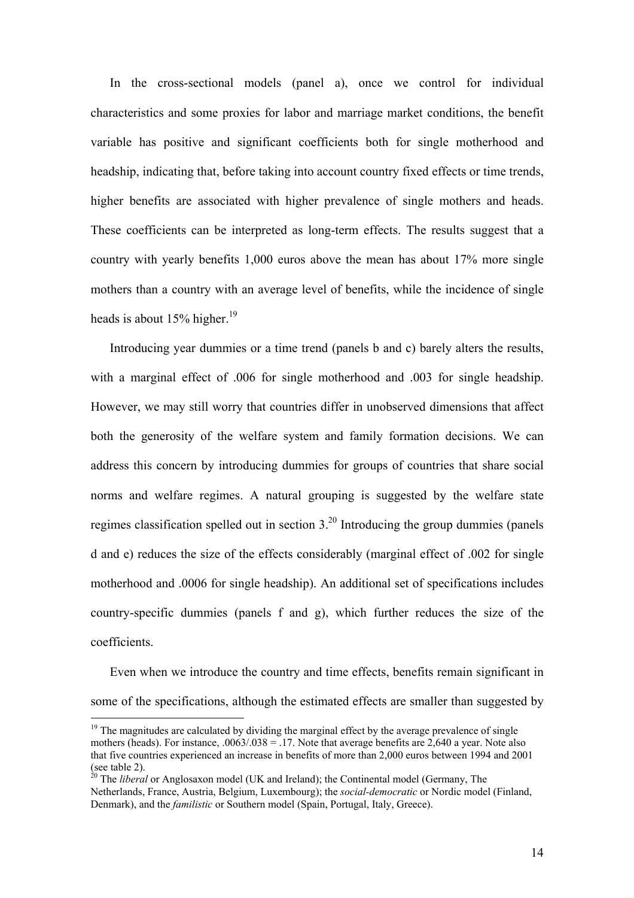In the cross-sectional models (panel a), once we control for individual characteristics and some proxies for labor and marriage market conditions, the benefit variable has positive and significant coefficients both for single motherhood and headship, indicating that, before taking into account country fixed effects or time trends, higher benefits are associated with higher prevalence of single mothers and heads. These coefficients can be interpreted as long-term effects. The results suggest that a country with yearly benefits 1,000 euros above the mean has about 17% more single mothers than a country with an average level of benefits, while the incidence of single heads is about 15% higher.[19]

Introducing year dummies or a time trend (panels b and c) barely alters the results, with a marginal effect of .006 for single motherhood and .003 for single headship. However, we may still worry that countries differ in unobserved dimensions that affect both the generosity of the welfare system and family formation decisions. We can address this concern by introducing dummies for groups of countries that share social norms and welfare regimes. A natural grouping is suggested by the welfare state regimes classification spelled out in section 3.[20] Introducing the group dummies (panels d and e) reduces the size of the effects considerably (marginal effect of .002 for single motherhood and .0006 for single headship). An additional set of specifications includes country-specific dummies (panels f and g), which further reduces the size of the coefficients.

Even when we introduce the country and time effects, benefits remain significant in some of the specifications, although the estimated effects are smaller than suggested by

---

[19] The magnitudes are calculated by dividing the marginal effect by the average prevalence of single mothers (heads). For instance, .0063/.038 = .17. Note that average benefits are 2,640 a year. Note also that five countries experienced an increase in benefits of more than 2,000 euros between 1994 and 2001 (see table 2).

[20] The *liberal* or Anglosaxon model (UK and Ireland); the Continental model (Germany, The Netherlands, France, Austria, Belgium, Luxembourg); the *social-democratic* or Nordic model (Finland, Denmark), and the *familistic* or Southern model (Spain, Portugal, Italy, Greece).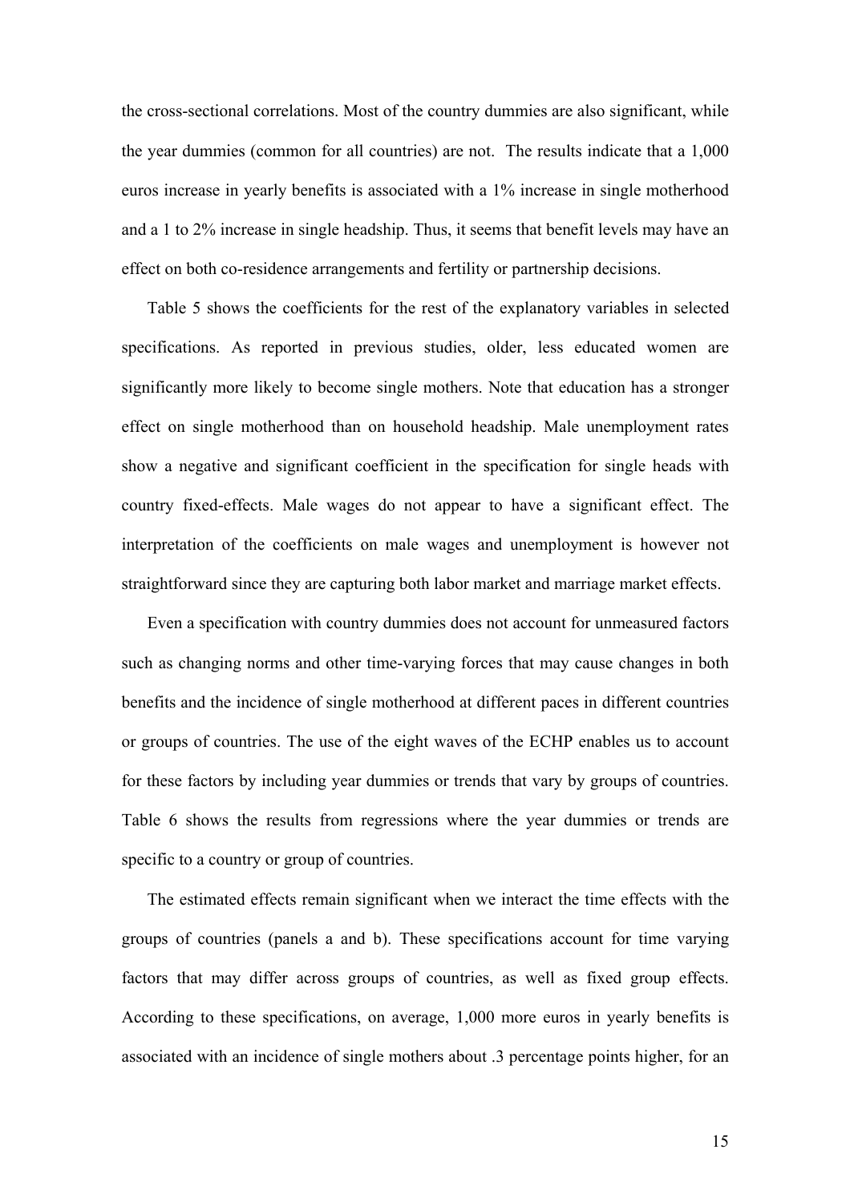the cross-sectional correlations. Most of the country dummies are also significant, while the year dummies (common for all countries) are not. The results indicate that a 1,000 euros increase in yearly benefits is associated with a 1% increase in single motherhood and a 1 to 2% increase in single headship. Thus, it seems that benefit levels may have an effect on both co-residence arrangements and fertility or partnership decisions.

Table 5 shows the coefficients for the rest of the explanatory variables in selected specifications. As reported in previous studies, older, less educated women are significantly more likely to become single mothers. Note that education has a stronger effect on single motherhood than on household headship. Male unemployment rates show a negative and significant coefficient in the specification for single heads with country fixed-effects. Male wages do not appear to have a significant effect. The interpretation of the coefficients on male wages and unemployment is however not straightforward since they are capturing both labor market and marriage market effects.

Even a specification with country dummies does not account for unmeasured factors such as changing norms and other time-varying forces that may cause changes in both benefits and the incidence of single motherhood at different paces in different countries or groups of countries. The use of the eight waves of the ECHP enables us to account for these factors by including year dummies or trends that vary by groups of countries. Table 6 shows the results from regressions where the year dummies or trends are specific to a country or group of countries.

The estimated effects remain significant when we interact the time effects with the groups of countries (panels a and b). These specifications account for time varying factors that may differ across groups of countries, as well as fixed group effects. According to these specifications, on average, 1,000 more euros in yearly benefits is associated with an incidence of single mothers about .3 percentage points higher, for an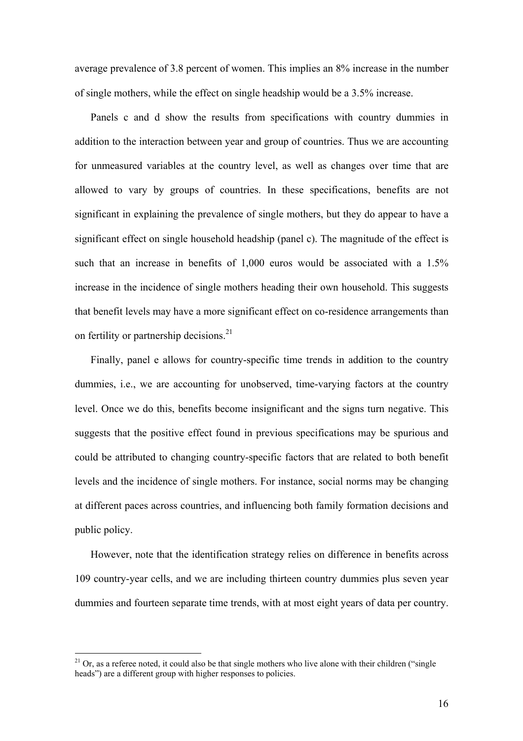average prevalence of 3.8 percent of women. This implies an 8% increase in the number of single mothers, while the effect on single headship would be a 3.5% increase.

Panels c and d show the results from specifications with country dummies in addition to the interaction between year and group of countries. Thus we are accounting for unmeasured variables at the country level, as well as changes over time that are allowed to vary by groups of countries. In these specifications, benefits are not significant in explaining the prevalence of single mothers, but they do appear to have a significant effect on single household headship (panel c). The magnitude of the effect is such that an increase in benefits of 1,000 euros would be associated with a 1.5% increase in the incidence of single mothers heading their own household. This suggests that benefit levels may have a more significant effect on co-residence arrangements than on fertility or partnership decisions.[21]

Finally, panel e allows for country-specific time trends in addition to the country dummies, i.e., we are accounting for unobserved, time-varying factors at the country level. Once we do this, benefits become insignificant and the signs turn negative. This suggests that the positive effect found in previous specifications may be spurious and could be attributed to changing country-specific factors that are related to both benefit levels and the incidence of single mothers. For instance, social norms may be changing at different paces across countries, and influencing both family formation decisions and public policy.

However, note that the identification strategy relies on difference in benefits across 109 country-year cells, and we are including thirteen country dummies plus seven year dummies and fourteen separate time trends, with at most eight years of data per country.

[21] Or, as a referee noted, it could also be that single mothers who live alone with their children ("single heads") are a different group with higher responses to policies.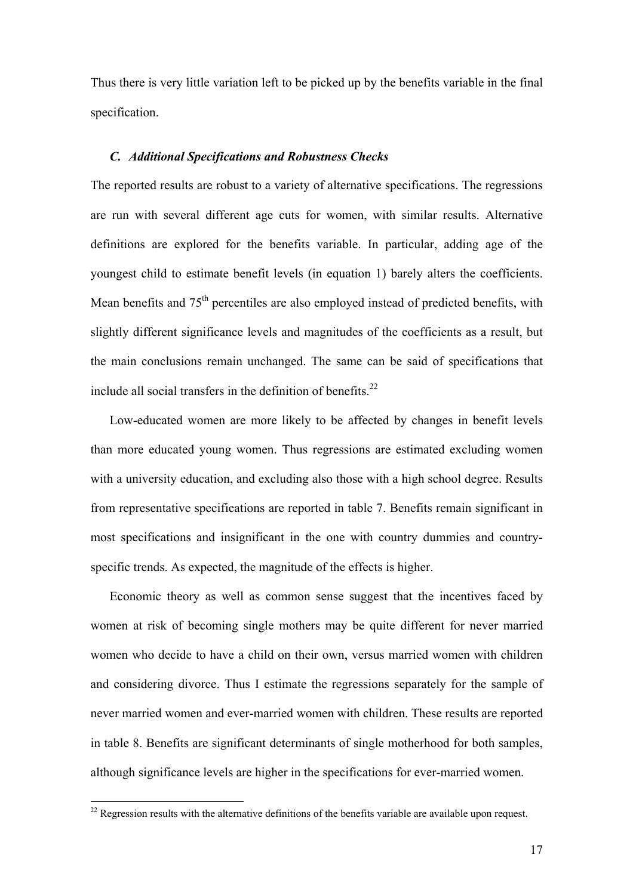Thus there is very little variation left to be picked up by the benefits variable in the final specification.

### *C. Additional Specifications and Robustness Checks*

The reported results are robust to a variety of alternative specifications. The regressions are run with several different age cuts for women, with similar results. Alternative definitions are explored for the benefits variable. In particular, adding age of the youngest child to estimate benefit levels (in equation 1) barely alters the coefficients. Mean benefits and 75th percentiles are also employed instead of predicted benefits, with slightly different significance levels and magnitudes of the coefficients as a result, but the main conclusions remain unchanged. The same can be said of specifications that include all social transfers in the definition of benefits.[22]

Low-educated women are more likely to be affected by changes in benefit levels than more educated young women. Thus regressions are estimated excluding women with a university education, and excluding also those with a high school degree. Results from representative specifications are reported in table 7. Benefits remain significant in most specifications and insignificant in the one with country dummies and country-specific trends. As expected, the magnitude of the effects is higher.

Economic theory as well as common sense suggest that the incentives faced by women at risk of becoming single mothers may be quite different for never married women who decide to have a child on their own, versus married women with children and considering divorce. Thus I estimate the regressions separately for the sample of never married women and ever-married women with children. These results are reported in table 8. Benefits are significant determinants of single motherhood for both samples, although significance levels are higher in the specifications for ever-married women.

[22] Regression results with the alternative definitions of the benefits variable are available upon request.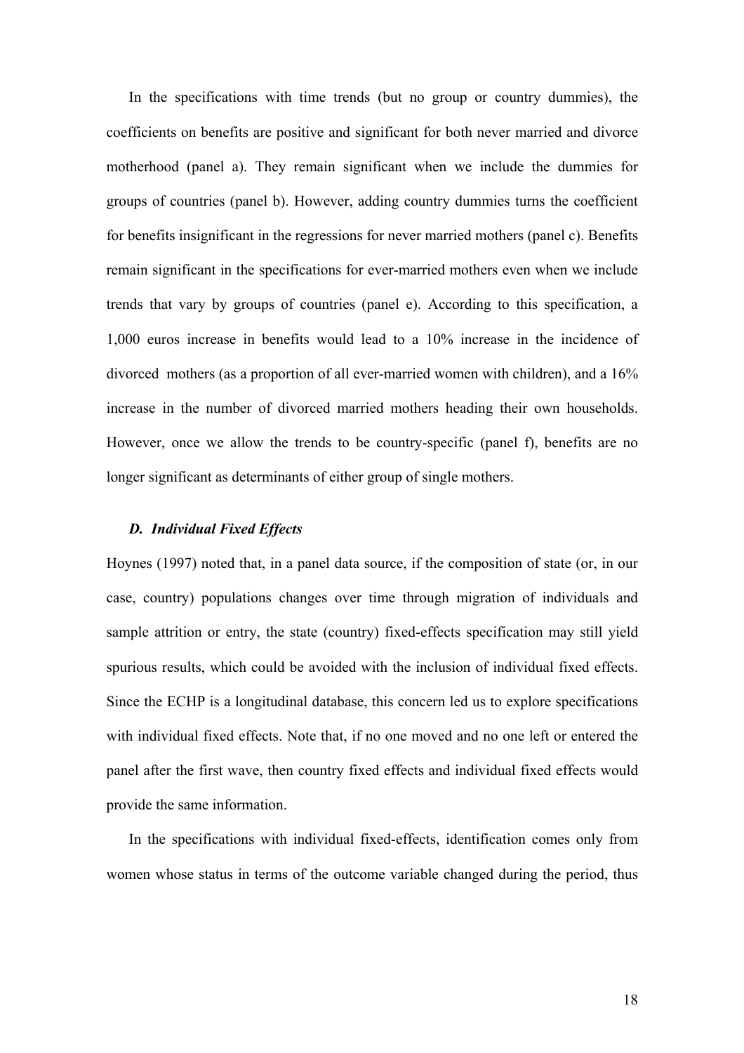In the specifications with time trends (but no group or country dummies), the coefficients on benefits are positive and significant for both never married and divorce motherhood (panel a). They remain significant when we include the dummies for groups of countries (panel b). However, adding country dummies turns the coefficient for benefits insignificant in the regressions for never married mothers (panel c). Benefits remain significant in the specifications for ever-married mothers even when we include trends that vary by groups of countries (panel e). According to this specification, a 1,000 euros increase in benefits would lead to a 10% increase in the incidence of divorced mothers (as a proportion of all ever-married women with children), and a 16% increase in the number of divorced married mothers heading their own households. However, once we allow the trends to be country-specific (panel f), benefits are no longer significant as determinants of either group of single mothers.

### *D. Individual Fixed Effects*

Hoynes (1997) noted that, in a panel data source, if the composition of state (or, in our case, country) populations changes over time through migration of individuals and sample attrition or entry, the state (country) fixed-effects specification may still yield spurious results, which could be avoided with the inclusion of individual fixed effects. Since the ECHP is a longitudinal database, this concern led us to explore specifications with individual fixed effects. Note that, if no one moved and no one left or entered the panel after the first wave, then country fixed effects and individual fixed effects would provide the same information.

In the specifications with individual fixed-effects, identification comes only from women whose status in terms of the outcome variable changed during the period, thus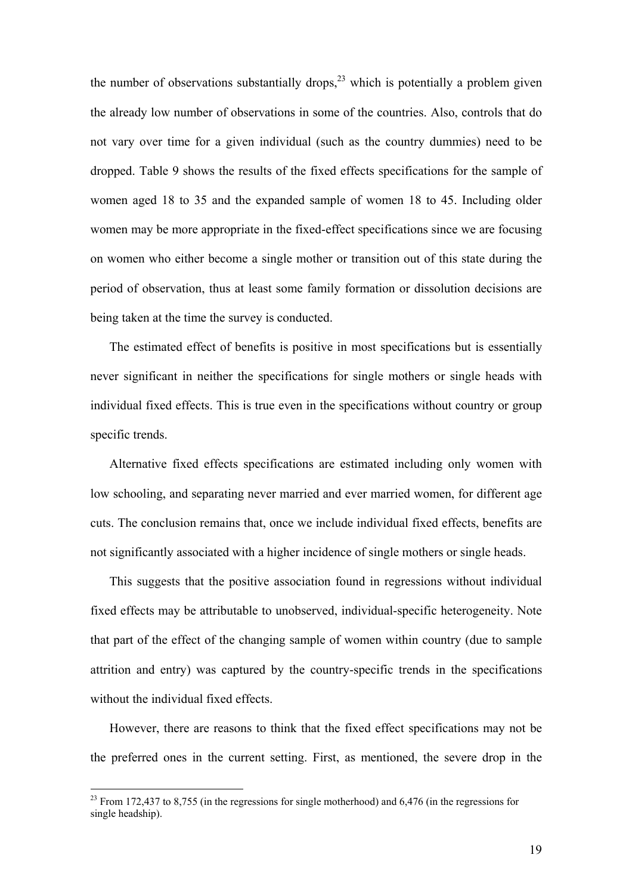the number of observations substantially drops,[23] which is potentially a problem given the already low number of observations in some of the countries. Also, controls that do not vary over time for a given individual (such as the country dummies) need to be dropped. Table 9 shows the results of the fixed effects specifications for the sample of women aged 18 to 35 and the expanded sample of women 18 to 45. Including older women may be more appropriate in the fixed-effect specifications since we are focusing on women who either become a single mother or transition out of this state during the period of observation, thus at least some family formation or dissolution decisions are being taken at the time the survey is conducted.

The estimated effect of benefits is positive in most specifications but is essentially never significant in neither the specifications for single mothers or single heads with individual fixed effects. This is true even in the specifications without country or group specific trends.

Alternative fixed effects specifications are estimated including only women with low schooling, and separating never married and ever married women, for different age cuts. The conclusion remains that, once we include individual fixed effects, benefits are not significantly associated with a higher incidence of single mothers or single heads.

This suggests that the positive association found in regressions without individual fixed effects may be attributable to unobserved, individual-specific heterogeneity. Note that part of the effect of the changing sample of women within country (due to sample attrition and entry) was captured by the country-specific trends in the specifications without the individual fixed effects.

However, there are reasons to think that the fixed effect specifications may not be the preferred ones in the current setting. First, as mentioned, the severe drop in the

[23] From 172,437 to 8,755 (in the regressions for single motherhood) and 6,476 (in the regressions for single headship).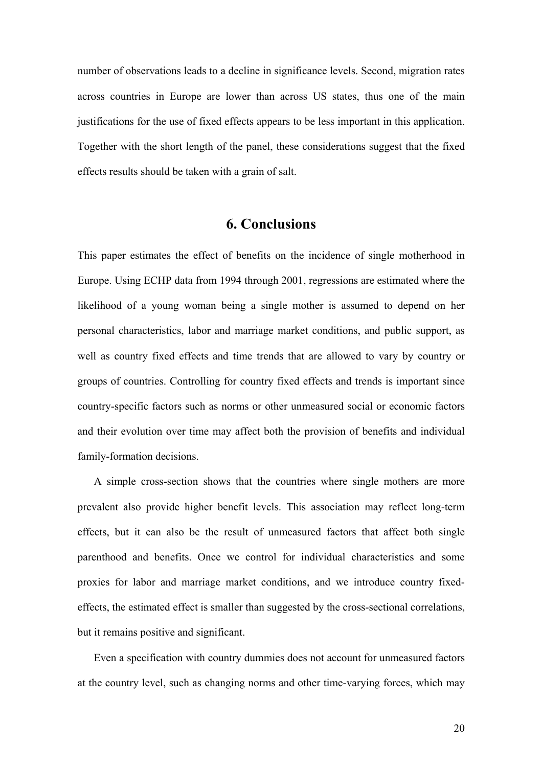number of observations leads to a decline in significance levels. Second, migration rates across countries in Europe are lower than across US states, thus one of the main justifications for the use of fixed effects appears to be less important in this application. Together with the short length of the panel, these considerations suggest that the fixed effects results should be taken with a grain of salt.

## 6. Conclusions

This paper estimates the effect of benefits on the incidence of single motherhood in Europe. Using ECHP data from 1994 through 2001, regressions are estimated where the likelihood of a young woman being a single mother is assumed to depend on her personal characteristics, labor and marriage market conditions, and public support, as well as country fixed effects and time trends that are allowed to vary by country or groups of countries. Controlling for country fixed effects and trends is important since country-specific factors such as norms or other unmeasured social or economic factors and their evolution over time may affect both the provision of benefits and individual family-formation decisions.

A simple cross-section shows that the countries where single mothers are more prevalent also provide higher benefit levels. This association may reflect long-term effects, but it can also be the result of unmeasured factors that affect both single parenthood and benefits. Once we control for individual characteristics and some proxies for labor and marriage market conditions, and we introduce country fixed-effects, the estimated effect is smaller than suggested by the cross-sectional correlations, but it remains positive and significant.

Even a specification with country dummies does not account for unmeasured factors at the country level, such as changing norms and other time-varying forces, which may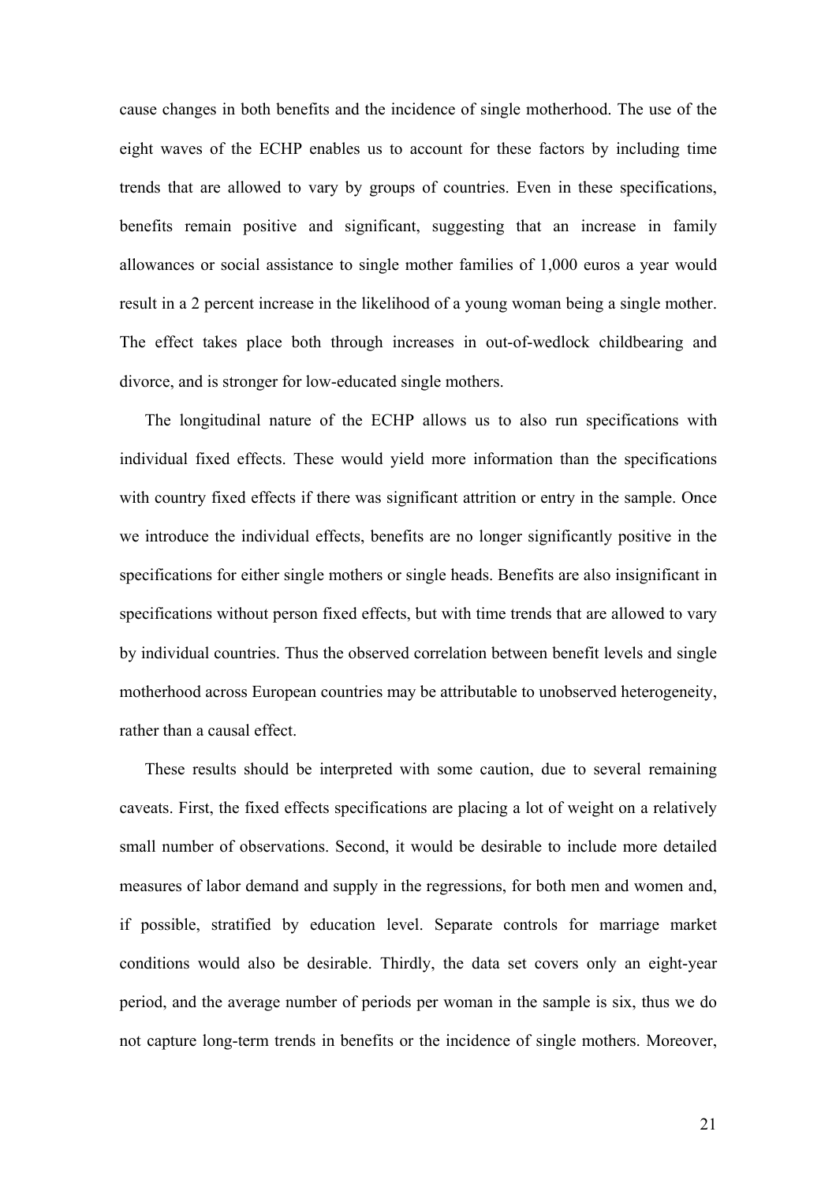cause changes in both benefits and the incidence of single motherhood. The use of the eight waves of the ECHP enables us to account for these factors by including time trends that are allowed to vary by groups of countries. Even in these specifications, benefits remain positive and significant, suggesting that an increase in family allowances or social assistance to single mother families of 1,000 euros a year would result in a 2 percent increase in the likelihood of a young woman being a single mother. The effect takes place both through increases in out-of-wedlock childbearing and divorce, and is stronger for low-educated single mothers.

The longitudinal nature of the ECHP allows us to also run specifications with individual fixed effects. These would yield more information than the specifications with country fixed effects if there was significant attrition or entry in the sample. Once we introduce the individual effects, benefits are no longer significantly positive in the specifications for either single mothers or single heads. Benefits are also insignificant in specifications without person fixed effects, but with time trends that are allowed to vary by individual countries. Thus the observed correlation between benefit levels and single motherhood across European countries may be attributable to unobserved heterogeneity, rather than a causal effect.

These results should be interpreted with some caution, due to several remaining caveats. First, the fixed effects specifications are placing a lot of weight on a relatively small number of observations. Second, it would be desirable to include more detailed measures of labor demand and supply in the regressions, for both men and women and, if possible, stratified by education level. Separate controls for marriage market conditions would also be desirable. Thirdly, the data set covers only an eight-year period, and the average number of periods per woman in the sample is six, thus we do not capture long-term trends in benefits or the incidence of single mothers. Moreover,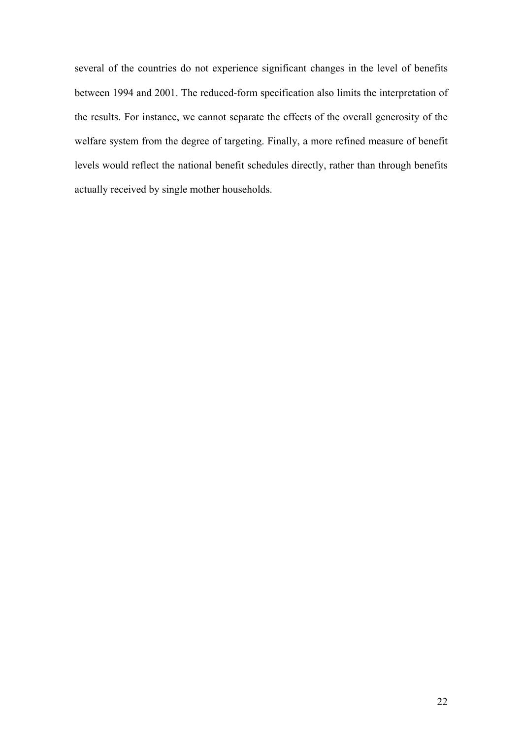several of the countries do not experience significant changes in the level of benefits between 1994 and 2001. The reduced-form specification also limits the interpretation of the results. For instance, we cannot separate the effects of the overall generosity of the welfare system from the degree of targeting. Finally, a more refined measure of benefit levels would reflect the national benefit schedules directly, rather than through benefits actually received by single mother households.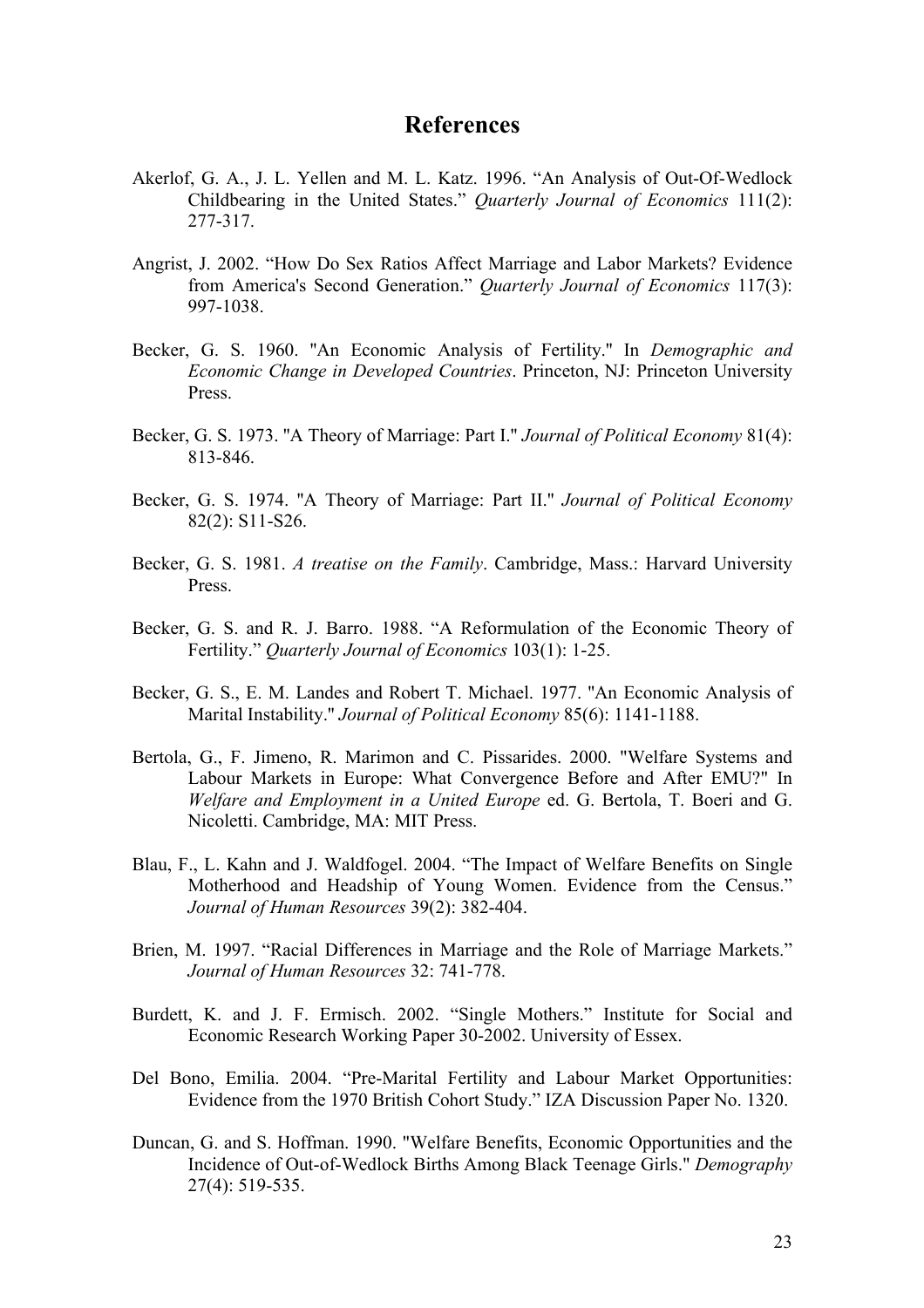# References

Akerlof, G. A., J. L. Yellen and M. L. Katz. 1996. "An Analysis of Out-Of-Wedlock Childbearing in the United States." *Quarterly Journal of Economics* 111(2): 277-317.

Angrist, J. 2002. "How Do Sex Ratios Affect Marriage and Labor Markets? Evidence from America's Second Generation." *Quarterly Journal of Economics* 117(3): 997-1038.

Becker, G. S. 1960. "An Economic Analysis of Fertility." In *Demographic and Economic Change in Developed Countries*. Princeton, NJ: Princeton University Press.

Becker, G. S. 1973. "A Theory of Marriage: Part I." *Journal of Political Economy* 81(4): 813-846.

Becker, G. S. 1974. "A Theory of Marriage: Part II." *Journal of Political Economy* 82(2): S11-S26.

Becker, G. S. 1981. *A treatise on the Family*. Cambridge, Mass.: Harvard University Press.

Becker, G. S. and R. J. Barro. 1988. "A Reformulation of the Economic Theory of Fertility." *Quarterly Journal of Economics* 103(1): 1-25.

Becker, G. S., E. M. Landes and Robert T. Michael. 1977. "An Economic Analysis of Marital Instability." *Journal of Political Economy* 85(6): 1141-1188.

Bertola, G., F. Jimeno, R. Marimon and C. Pissarides. 2000. "Welfare Systems and Labour Markets in Europe: What Convergence Before and After EMU?" In *Welfare and Employment in a United Europe* ed. G. Bertola, T. Boeri and G. Nicoletti. Cambridge, MA: MIT Press.

Blau, F., L. Kahn and J. Waldfogel. 2004. "The Impact of Welfare Benefits on Single Motherhood and Headship of Young Women. Evidence from the Census." *Journal of Human Resources* 39(2): 382-404.

Brien, M. 1997. "Racial Differences in Marriage and the Role of Marriage Markets." *Journal of Human Resources* 32: 741-778.

Burdett, K. and J. F. Ermisch. 2002. "Single Mothers." Institute for Social and Economic Research Working Paper 30-2002. University of Essex.

Del Bono, Emilia. 2004. "Pre-Marital Fertility and Labour Market Opportunities: Evidence from the 1970 British Cohort Study." IZA Discussion Paper No. 1320.

Duncan, G. and S. Hoffman. 1990. "Welfare Benefits, Economic Opportunities and the Incidence of Out-of-Wedlock Births Among Black Teenage Girls." *Demography* 27(4): 519-535.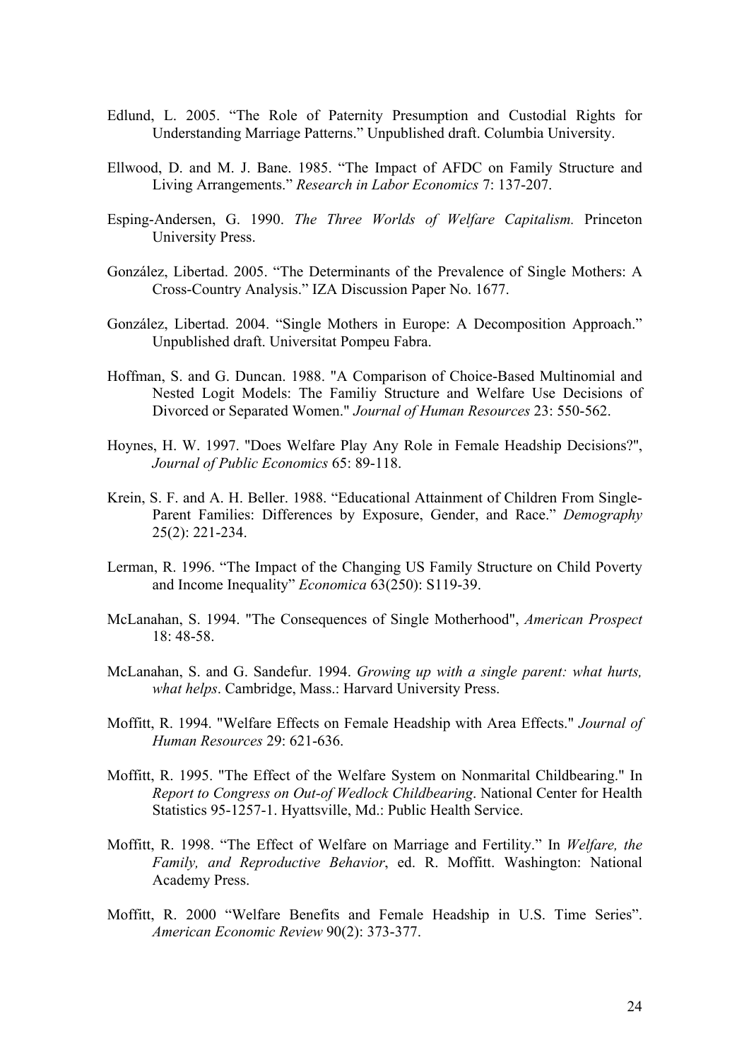Edlund, L. 2005. "The Role of Paternity Presumption and Custodial Rights for Understanding Marriage Patterns." Unpublished draft. Columbia University.

Ellwood, D. and M. J. Bane. 1985. "The Impact of AFDC on Family Structure and Living Arrangements." *Research in Labor Economics* 7: 137-207.

Esping-Andersen, G. 1990. *The Three Worlds of Welfare Capitalism.* Princeton University Press.

González, Libertad. 2005. "The Determinants of the Prevalence of Single Mothers: A Cross-Country Analysis." IZA Discussion Paper No. 1677.

González, Libertad. 2004. "Single Mothers in Europe: A Decomposition Approach." Unpublished draft. Universitat Pompeu Fabra.

Hoffman, S. and G. Duncan. 1988. "A Comparison of Choice-Based Multinomial and Nested Logit Models: The Familiy Structure and Welfare Use Decisions of Divorced or Separated Women." *Journal of Human Resources* 23: 550-562.

Hoynes, H. W. 1997. "Does Welfare Play Any Role in Female Headship Decisions?", *Journal of Public Economics* 65: 89-118.

Krein, S. F. and A. H. Beller. 1988. "Educational Attainment of Children From Single-Parent Families: Differences by Exposure, Gender, and Race." *Demography* 25(2): 221-234.

Lerman, R. 1996. "The Impact of the Changing US Family Structure on Child Poverty and Income Inequality" *Economica* 63(250): S119-39.

McLanahan, S. 1994. "The Consequences of Single Motherhood", *American Prospect* 18: 48-58.

McLanahan, S. and G. Sandefur. 1994. *Growing up with a single parent: what hurts, what helps*. Cambridge, Mass.: Harvard University Press.

Moffitt, R. 1994. "Welfare Effects on Female Headship with Area Effects." *Journal of Human Resources* 29: 621-636.

Moffitt, R. 1995. "The Effect of the Welfare System on Nonmarital Childbearing." In *Report to Congress on Out-of Wedlock Childbearing*. National Center for Health Statistics 95-1257-1. Hyattsville, Md.: Public Health Service.

Moffitt, R. 1998. "The Effect of Welfare on Marriage and Fertility." In *Welfare, the Family, and Reproductive Behavior*, ed. R. Moffitt. Washington: National Academy Press.

Moffitt, R. 2000 "Welfare Benefits and Female Headship in U.S. Time Series". *American Economic Review* 90(2): 373-377.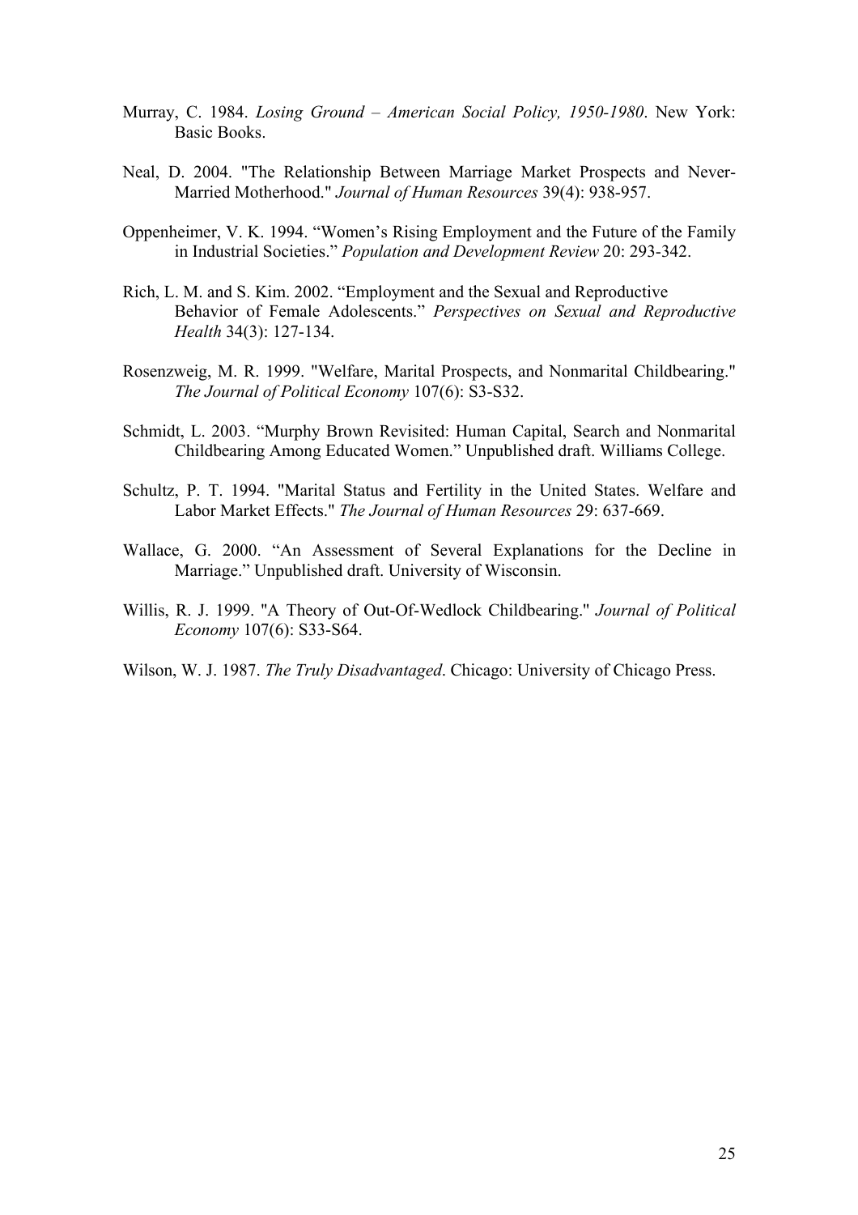Murray, C. 1984. *Losing Ground – American Social Policy, 1950-1980*. New York: Basic Books.

Neal, D. 2004. "The Relationship Between Marriage Market Prospects and Never-Married Motherhood." *Journal of Human Resources* 39(4): 938-957.

Oppenheimer, V. K. 1994. "Women's Rising Employment and the Future of the Family in Industrial Societies." *Population and Development Review* 20: 293-342.

Rich, L. M. and S. Kim. 2002. "Employment and the Sexual and Reproductive Behavior of Female Adolescents." *Perspectives on Sexual and Reproductive Health* 34(3): 127-134.

Rosenzweig, M. R. 1999. "Welfare, Marital Prospects, and Nonmarital Childbearing." *The Journal of Political Economy* 107(6): S3-S32.

Schmidt, L. 2003. "Murphy Brown Revisited: Human Capital, Search and Nonmarital Childbearing Among Educated Women." Unpublished draft. Williams College.

Schultz, P. T. 1994. "Marital Status and Fertility in the United States. Welfare and Labor Market Effects." *The Journal of Human Resources* 29: 637-669.

Wallace, G. 2000. "An Assessment of Several Explanations for the Decline in Marriage." Unpublished draft. University of Wisconsin.

Willis, R. J. 1999. "A Theory of Out-Of-Wedlock Childbearing." *Journal of Political Economy* 107(6): S33-S64.

Wilson, W. J. 1987. *The Truly Disadvantaged*. Chicago: University of Chicago Press.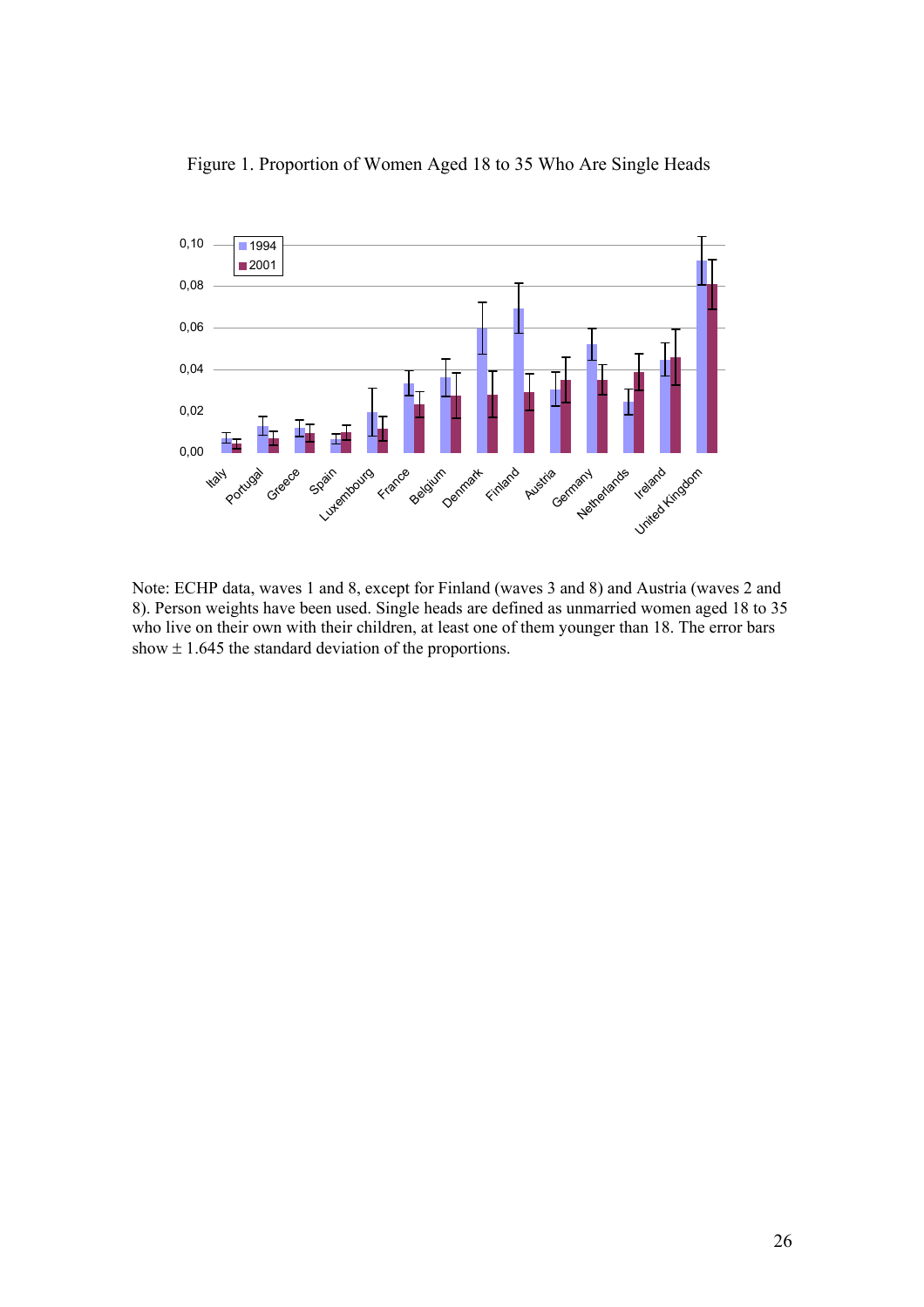Figure 1. Proportion of Women Aged 18 to 35 Who Are Single Heads

Note: ECHP data, waves 1 and 8, except for Finland (waves 3 and 8) and Austria (waves 2 and 8). Person weights have been used. Single heads are defined as unmarried women aged 18 to 35 who live on their own with their children, at least one of them younger than 18. The error bars show ± 1.645 the standard deviation of the proportions.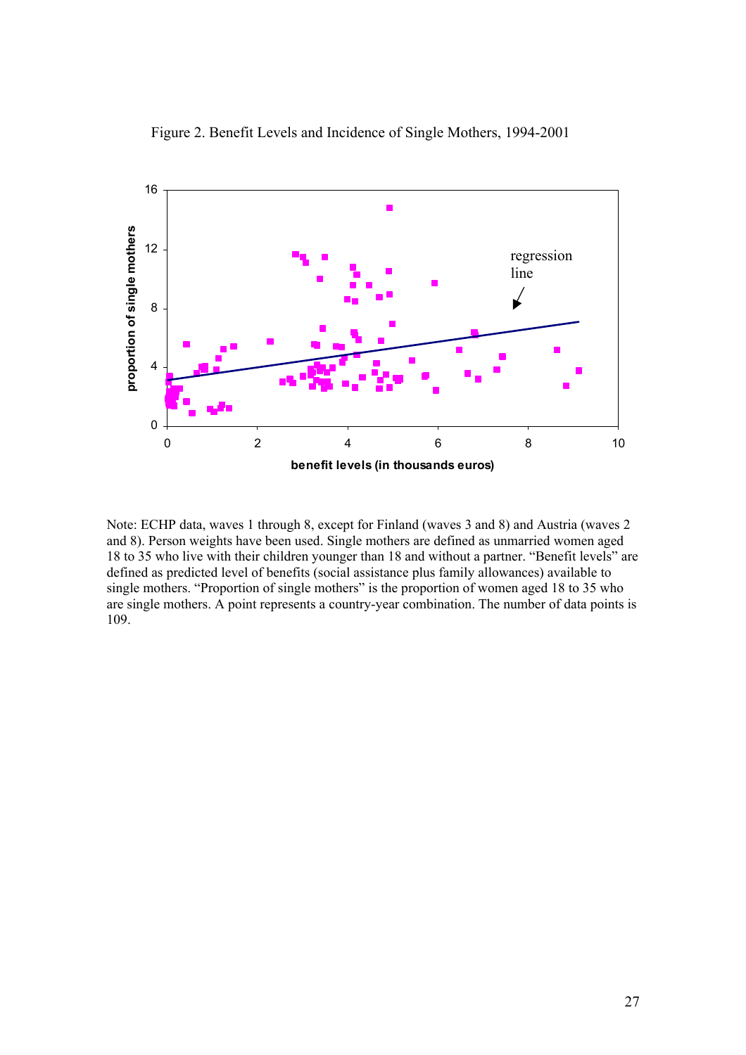Figure 2. Benefit Levels and Incidence of Single Mothers, 1994-2001

Note: ECHP data, waves 1 through 8, except for Finland (waves 3 and 8) and Austria (waves 2 and 8). Person weights have been used. Single mothers are defined as unmarried women aged 18 to 35 who live with their children younger than 18 and without a partner. "Benefit levels" are defined as predicted level of benefits (social assistance plus family allowances) available to single mothers. "Proportion of single mothers" is the proportion of women aged 18 to 35 who are single mothers. A point represents a country-year combination. The number of data points is 109.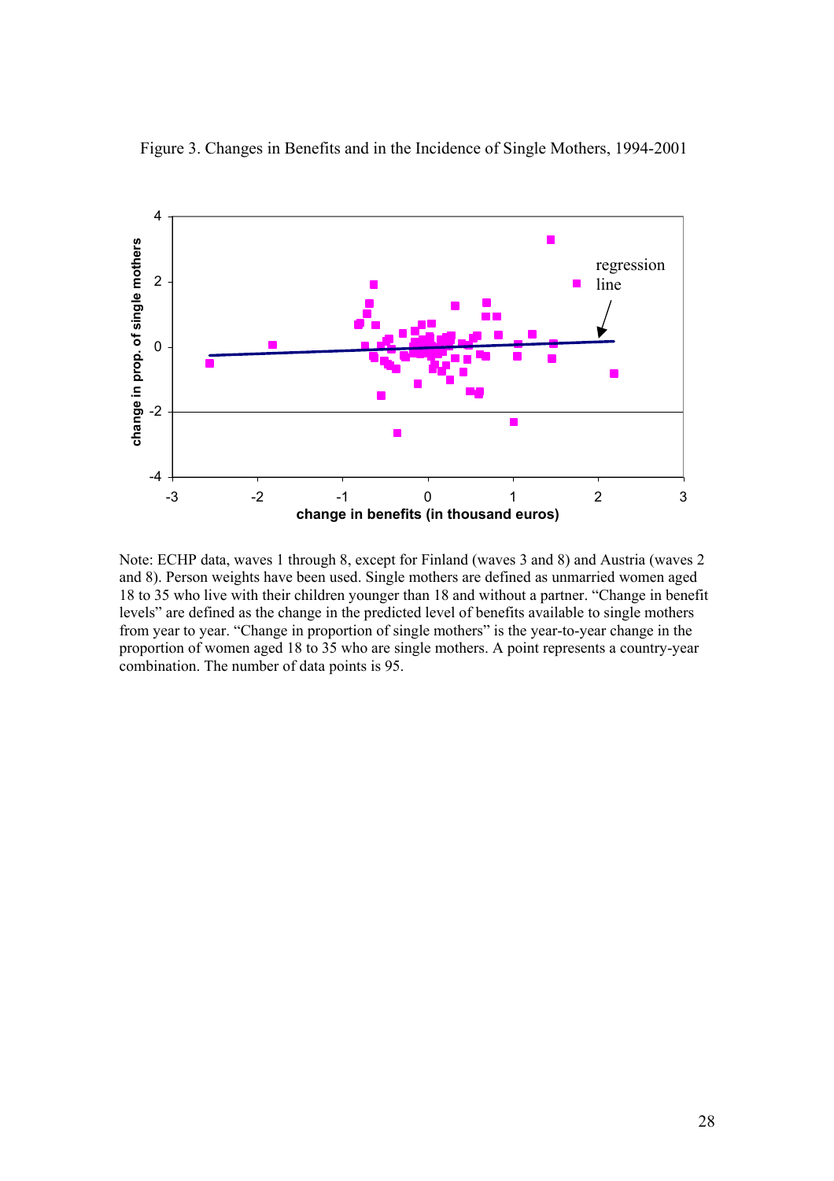Figure 3. Changes in Benefits and in the Incidence of Single Mothers, 1994-2001

Note: ECHP data, waves 1 through 8, except for Finland (waves 3 and 8) and Austria (waves 2 and 8). Person weights have been used. Single mothers are defined as unmarried women aged 18 to 35 who live with their children younger than 18 and without a partner. “Change in benefit levels” are defined as the change in the predicted level of benefits available to single mothers from year to year. “Change in proportion of single mothers” is the year-to-year change in the proportion of women aged 18 to 35 who are single mothers. A point represents a country-year combination. The number of data points is 95.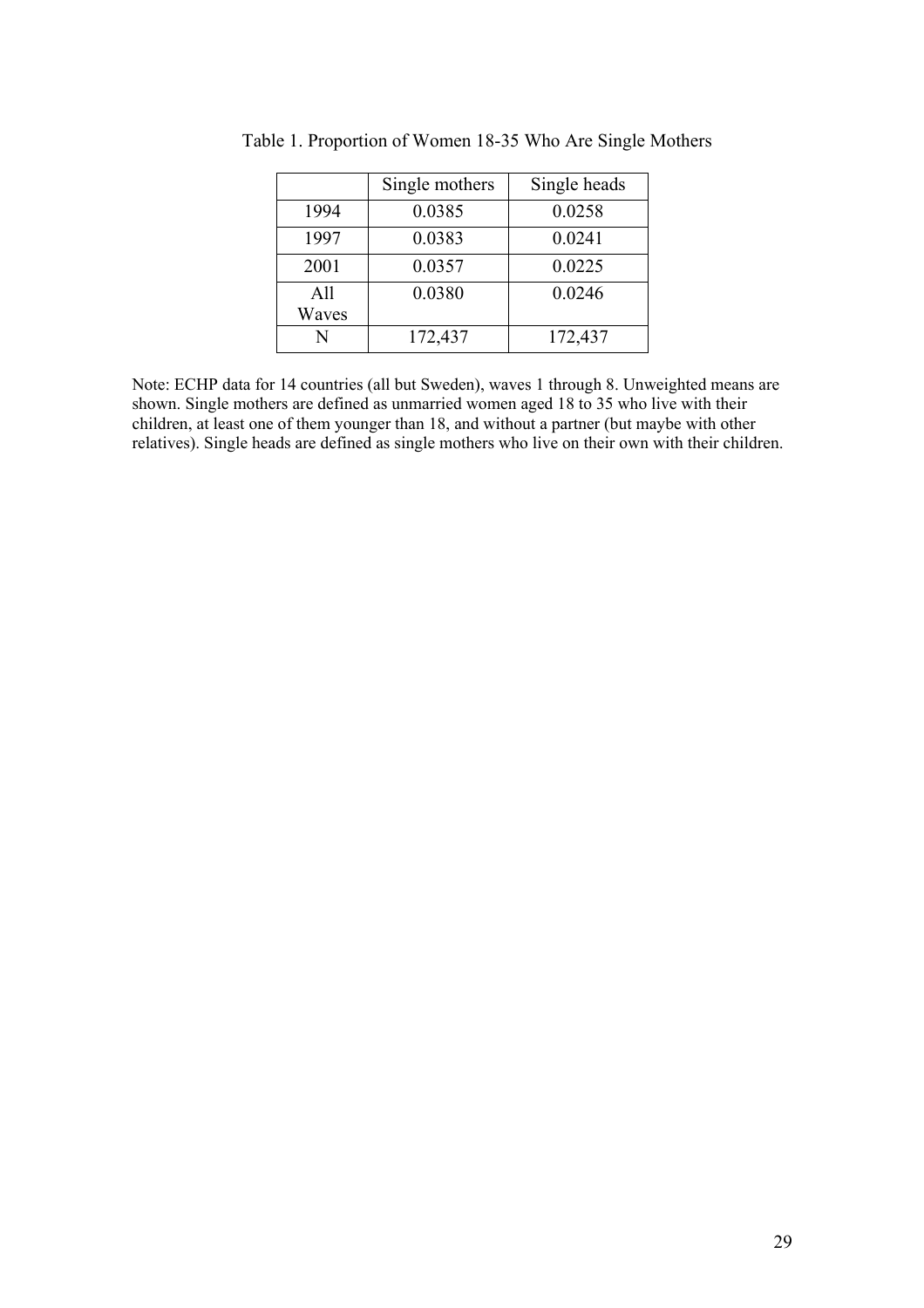Table 1. Proportion of Women 18-35 Who Are Single Mothers

| | Single mothers | Single heads |
|---|---|---|
| 1994 | 0.0385 | 0.0258 |
| 1997 | 0.0383 | 0.0241 |
| 2001 | 0.0357 | 0.0225 |
| All Waves | 0.0380 | 0.0246 |
| N | 172,437 | 172,437 |

Note: ECHP data for 14 countries (all but Sweden), waves 1 through 8. Unweighted means are shown. Single mothers are defined as unmarried women aged 18 to 35 who live with their children, at least one of them younger than 18, and without a partner (but maybe with other relatives). Single heads are defined as single mothers who live on their own with their children.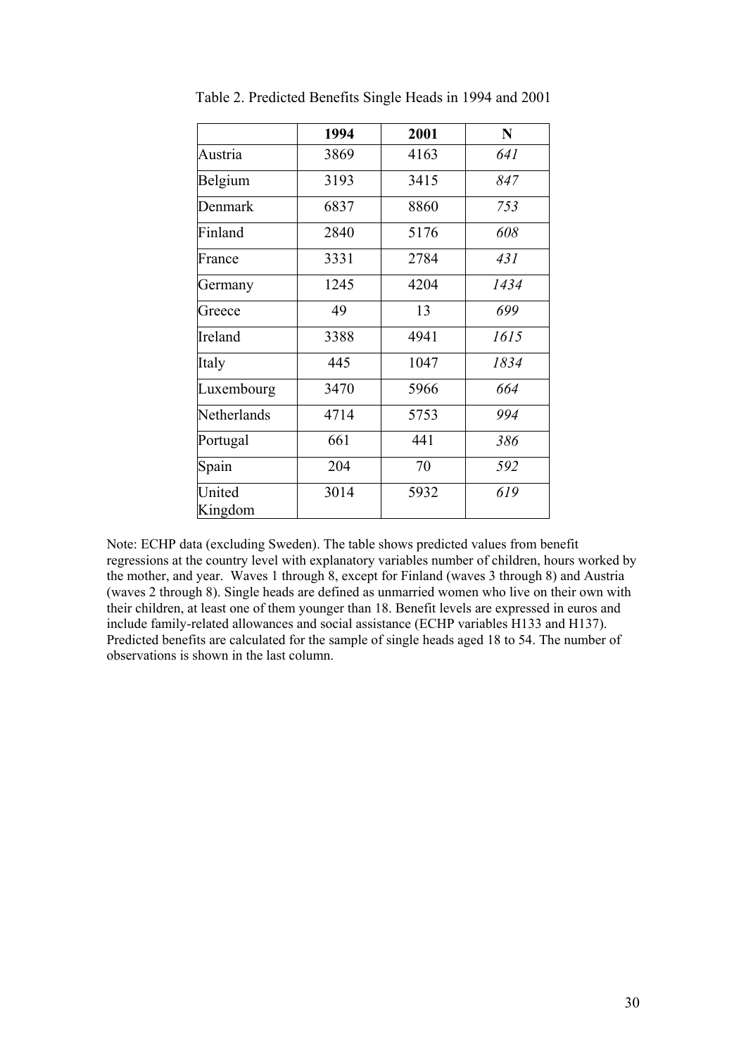Table 2. Predicted Benefits Single Heads in 1994 and 2001

| | 1994 | 2001 | N |
|---|---|---|---|
| Austria | 3869 | 4163 | *641* |
| Belgium | 3193 | 3415 | *847* |
| Denmark | 6837 | 8860 | *753* |
| Finland | 2840 | 5176 | *608* |
| France | 3331 | 2784 | *431* |
| Germany | 1245 | 4204 | *1434* |
| Greece | 49 | 13 | *699* |
| Ireland | 3388 | 4941 | *1615* |
| Italy | 445 | 1047 | *1834* |
| Luxembourg | 3470 | 5966 | *664* |
| Netherlands | 4714 | 5753 | *994* |
| Portugal | 661 | 441 | *386* |
| Spain | 204 | 70 | *592* |
| United Kingdom | 3014 | 5932 | *619* |

Note: ECHP data (excluding Sweden). The table shows predicted values from benefit regressions at the country level with explanatory variables number of children, hours worked by the mother, and year. Waves 1 through 8, except for Finland (waves 3 through 8) and Austria (waves 2 through 8). Single heads are defined as unmarried women who live on their own with their children, at least one of them younger than 18. Benefit levels are expressed in euros and include family-related allowances and social assistance (ECHP variables H133 and H137). Predicted benefits are calculated for the sample of single heads aged 18 to 54. The number of observations is shown in the last column.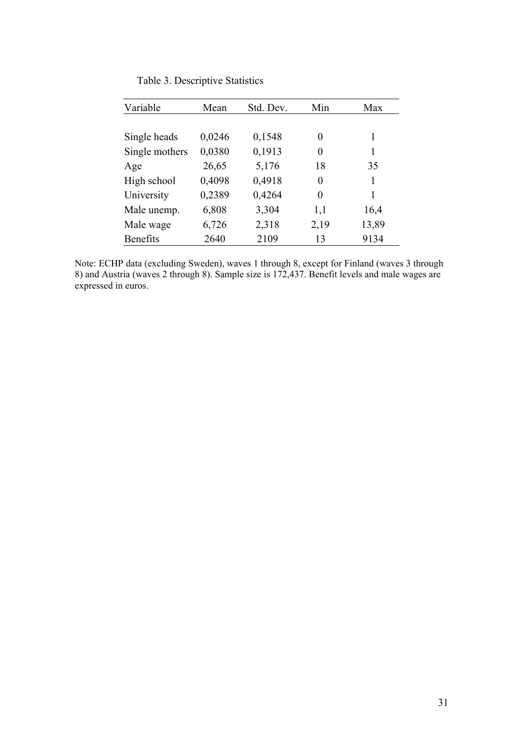Table 3. Descriptive Statistics

| Variable | Mean | Std. Dev. | Min | Max |
|---|---|---|---|---|
| Single heads | 0,0246 | 0,1548 | 0 | 1 |
| Single mothers | 0,0380 | 0,1913 | 0 | 1 |
| Age | 26,65 | 5,176 | 18 | 35 |
| High school | 0,4098 | 0,4918 | 0 | 1 |
| University | 0,2389 | 0,4264 | 0 | 1 |
| Male unemp. | 6,808 | 3,304 | 1,1 | 16,4 |
| Male wage | 6,726 | 2,318 | 2,19 | 13,89 |
| Benefits | 2640 | 2109 | 13 | 9134 |

Note: ECHP data (excluding Sweden), waves 1 through 8, except for Finland (waves 3 through 8) and Austria (waves 2 through 8). Sample size is 172,437. Benefit levels and male wages are expressed in euros.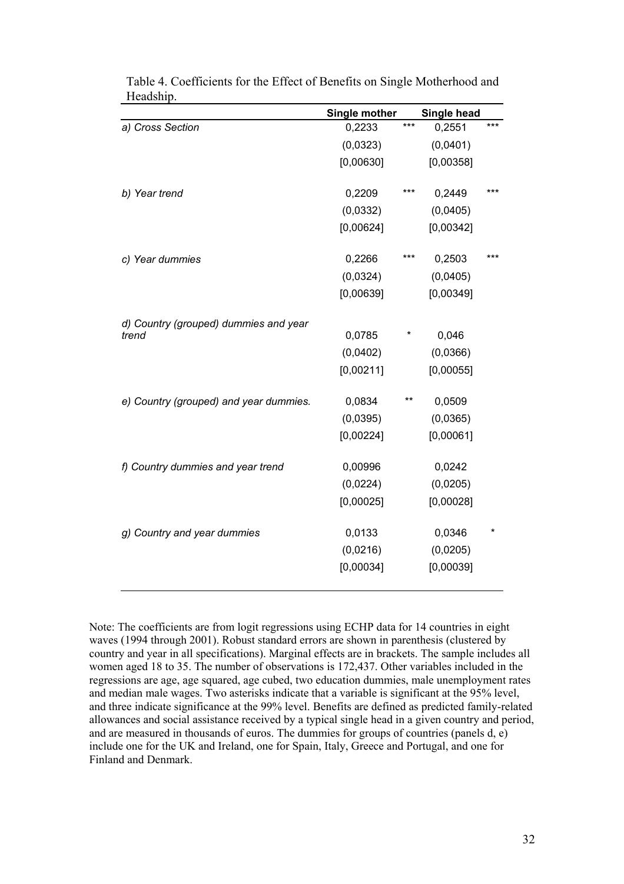Table 4. Coefficients for the Effect of Benefits on Single Motherhood and Headship.

| | Single mother | | Single head | |
|---|---|---|---|---|
| *a) Cross Section* | 0,2233 | *** | 0,2551 | *** |
| | (0,0323) | | (0,0401) | |
| | [0,00630] | | [0,00358] | |
| *b) Year trend* | 0,2209 | *** | 0,2449 | *** |
| | (0,0332) | | (0,0405) | |
| | [0,00624] | | [0,00342] | |
| *c) Year dummies* | 0,2266 | *** | 0,2503 | *** |
| | (0,0324) | | (0,0405) | |
| | [0,00639] | | [0,00349] | |
| *d) Country (grouped) dummies and year trend* | 0,0785 | * | 0,046 | |
| | (0,0402) | | (0,0366) | |
| | [0,00211] | | [0,00055] | |
| *e) Country (grouped) and year dummies.* | 0,0834 | ** | 0,0509 | |
| | (0,0395) | | (0,0365) | |
| | [0,00224] | | [0,00061] | |
| *f) Country dummies and year trend* | 0,00996 | | 0,0242 | |
| | (0,0224) | | (0,0205) | |
| | [0,00025] | | [0,00028] | |
| *g) Country and year dummies* | 0,0133 | | 0,0346 | * |
| | (0,0216) | | (0,0205) | |
| | [0,00034] | | [0,00039] | |

Note: The coefficients are from logit regressions using ECHP data for 14 countries in eight waves (1994 through 2001). Robust standard errors are shown in parenthesis (clustered by country and year in all specifications). Marginal effects are in brackets. The sample includes all women aged 18 to 35. The number of observations is 172,437. Other variables included in the regressions are age, age squared, age cubed, two education dummies, male unemployment rates and median male wages. Two asterisks indicate that a variable is significant at the 95% level, and three indicate significance at the 99% level. Benefits are defined as predicted family-related allowances and social assistance received by a typical single head in a given country and period, and are measured in thousands of euros. The dummies for groups of countries (panels d, e) include one for the UK and Ireland, one for Spain, Italy, Greece and Portugal, and one for Finland and Denmark.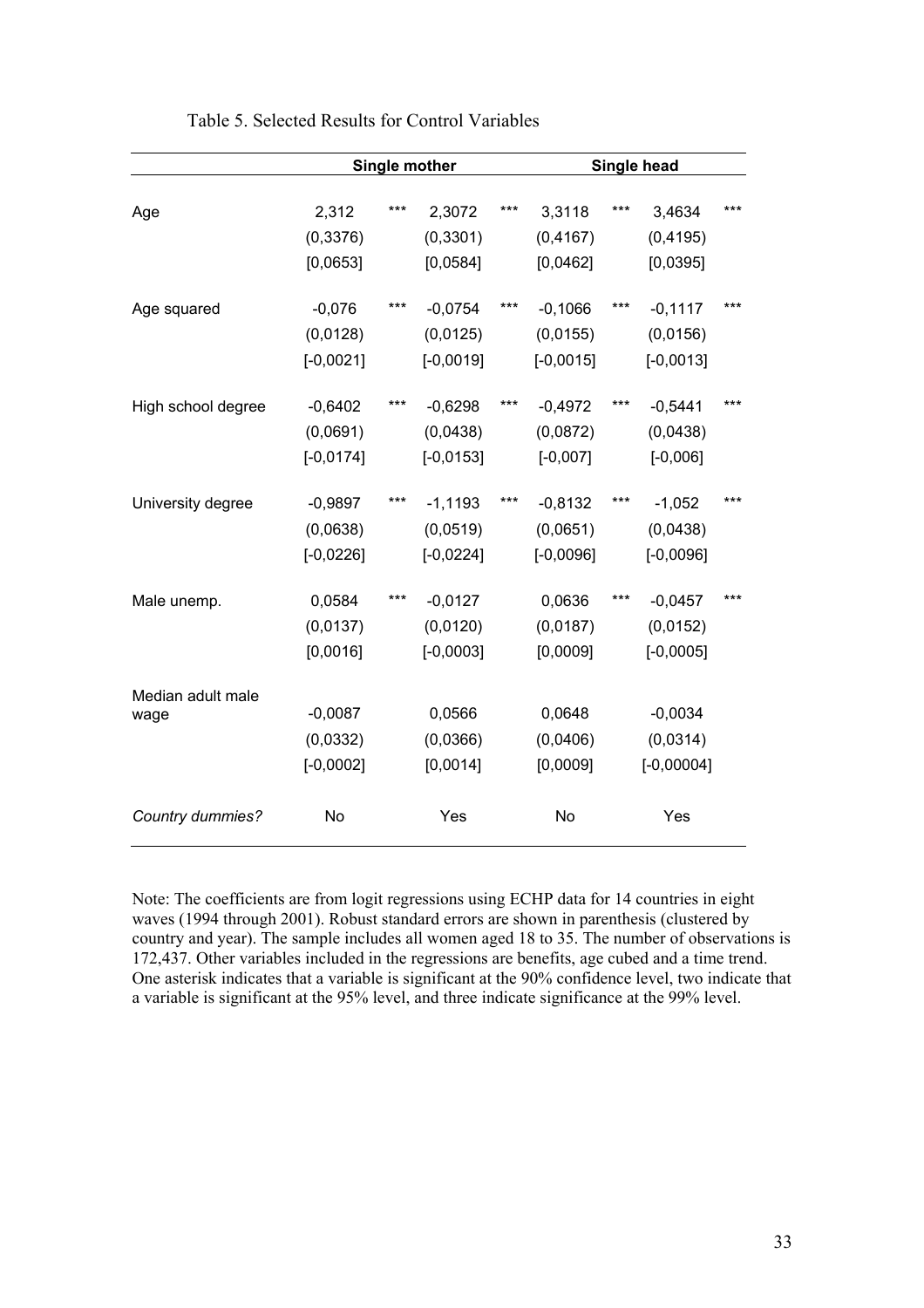Table 5. Selected Results for Control Variables

| | Single mother | | | | Single head | | | |
|---|---|---|---|---|---|---|---|---|
| Age | 2,312 | *** | 2,3072 | *** | 3,3118 | *** | 3,4634 | *** |
| | (0,3376) | | (0,3301) | | (0,4167) | | (0,4195) | |
| | [0,0653] | | [0,0584] | | [0,0462] | | [0,0395] | |
| Age squared | -0,076 | *** | -0,0754 | *** | -0,1066 | *** | -0,1117 | *** |
| | (0,0128) | | (0,0125) | | (0,0155) | | (0,0156) | |
| | [-0,0021] | | [-0,0019] | | [-0,0015] | | [-0,0013] | |
| High school degree | -0,6402 | *** | -0,6298 | *** | -0,4972 | *** | -0,5441 | *** |
| | (0,0691) | | (0,0438) | | (0,0872) | | (0,0438) | |
| | [-0,0174] | | [-0,0153] | | [-0,007] | | [-0,006] | |
| University degree | -0,9897 | *** | -1,1193 | *** | -0,8132 | *** | -1,052 | *** |
| | (0,0638) | | (0,0519) | | (0,0651) | | (0,0438) | |
| | [-0,0226] | | [-0,0224] | | [-0,0096] | | [-0,0096] | |
| Male unemp. | 0,0584 | *** | -0,0127 | | 0,0636 | *** | -0,0457 | *** |
| | (0,0137) | | (0,0120) | | (0,0187) | | (0,0152) | |
| | [0,0016] | | [-0,0003] | | [0,0009] | | [-0,0005] | |
| Median adult male wage | -0,0087 | | 0,0566 | | 0,0648 | | -0,0034 | |
| | (0,0332) | | (0,0366) | | (0,0406) | | (0,0314) | |
| | [-0,0002] | | [0,0014] | | [0,0009] | | [-0,00004] | |
| *Country dummies?* | No | | Yes | | No | | Yes | |

Note: The coefficients are from logit regressions using ECHP data for 14 countries in eight waves (1994 through 2001). Robust standard errors are shown in parenthesis (clustered by country and year). The sample includes all women aged 18 to 35. The number of observations is 172,437. Other variables included in the regressions are benefits, age cubed and a time trend. One asterisk indicates that a variable is significant at the 90% confidence level, two indicate that a variable is significant at the 95% level, and three indicate significance at the 99% level.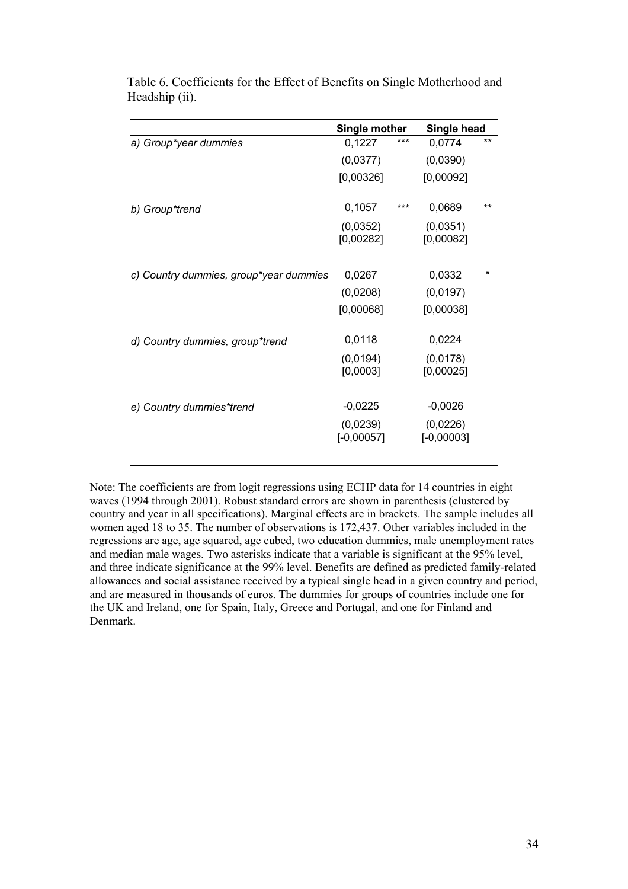Table 6. Coefficients for the Effect of Benefits on Single Motherhood and Headship (ii).

| | Single mother | | Single head | |
|---|---|---|---|---|
| *a) Group\*year dummies* | 0,1227 | *** | 0,0774 | ** |
| | (0,0377) | | (0,0390) | |
| | [0,00326] | | [0,00092] | |
| *b) Group\*trend* | 0,1057 | *** | 0,0689 | ** |
| | (0,0352) | | (0,0351) | |
| | [0,00282] | | [0,00082] | |
| *c) Country dummies, group\*year dummies* | 0,0267 | | 0,0332 | * |
| | (0,0208) | | (0,0197) | |
| | [0,00068] | | [0,00038] | |
| *d) Country dummies, group\*trend* | 0,0118 | | 0,0224 | |
| | (0,0194) | | (0,0178) | |
| | [0,0003] | | [0,00025] | |
| *e) Country dummies\*trend* | -0,0225 | | -0,0026 | |
| | (0,0239) | | (0,0226) | |
| | [-0,00057] | | [-0,00003] | |

Note: The coefficients are from logit regressions using ECHP data for 14 countries in eight waves (1994 through 2001). Robust standard errors are shown in parenthesis (clustered by country and year in all specifications). Marginal effects are in brackets. The sample includes all women aged 18 to 35. The number of observations is 172,437. Other variables included in the regressions are age, age squared, age cubed, two education dummies, male unemployment rates and median male wages. Two asterisks indicate that a variable is significant at the 95% level, and three indicate significance at the 99% level. Benefits are defined as predicted family-related allowances and social assistance received by a typical single head in a given country and period, and are measured in thousands of euros. The dummies for groups of countries include one for the UK and Ireland, one for Spain, Italy, Greece and Portugal, and one for Finland and Denmark.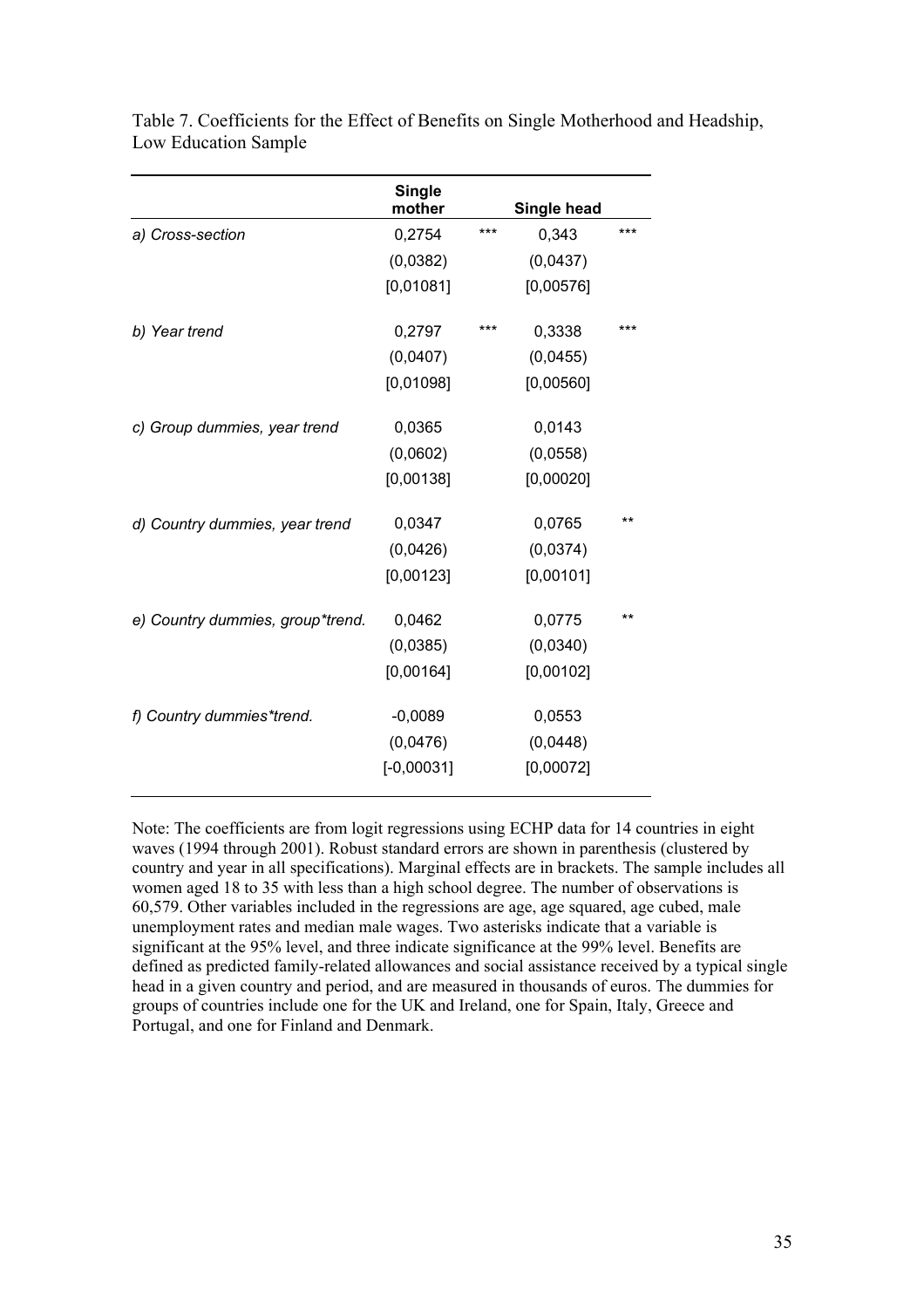Table 7. Coefficients for the Effect of Benefits on Single Motherhood and Headship, Low Education Sample

| | Single mother | | Single head | |
|---|---|---|---|---|
| *a) Cross-section* | 0,2754 | *** | 0,343 | *** |
| | (0,0382) | | (0,0437) | |
| | [0,01081] | | [0,00576] | |
| *b) Year trend* | 0,2797 | *** | 0,3338 | *** |
| | (0,0407) | | (0,0455) | |
| | [0,01098] | | [0,00560] | |
| *c) Group dummies, year trend* | 0,0365 | | 0,0143 | |
| | (0,0602) | | (0,0558) | |
| | [0,00138] | | [0,00020] | |
| *d) Country dummies, year trend* | 0,0347 | | 0,0765 | ** |
| | (0,0426) | | (0,0374) | |
| | [0,00123] | | [0,00101] | |
| *e) Country dummies, group*trend.* | 0,0462 | | 0,0775 | ** |
| | (0,0385) | | (0,0340) | |
| | [0,00164] | | [0,00102] | |
| *f) Country dummies*trend.* | -0,0089 | | 0,0553 | |
| | (0,0476) | | (0,0448) | |
| | [-0,00031] | | [0,00072] | |

Note: The coefficients are from logit regressions using ECHP data for 14 countries in eight waves (1994 through 2001). Robust standard errors are shown in parenthesis (clustered by country and year in all specifications). Marginal effects are in brackets. The sample includes all women aged 18 to 35 with less than a high school degree. The number of observations is 60,579. Other variables included in the regressions are age, age squared, age cubed, male unemployment rates and median male wages. Two asterisks indicate that a variable is significant at the 95% level, and three indicate significance at the 99% level. Benefits are defined as predicted family-related allowances and social assistance received by a typical single head in a given country and period, and are measured in thousands of euros. The dummies for groups of countries include one for the UK and Ireland, one for Spain, Italy, Greece and Portugal, and one for Finland and Denmark.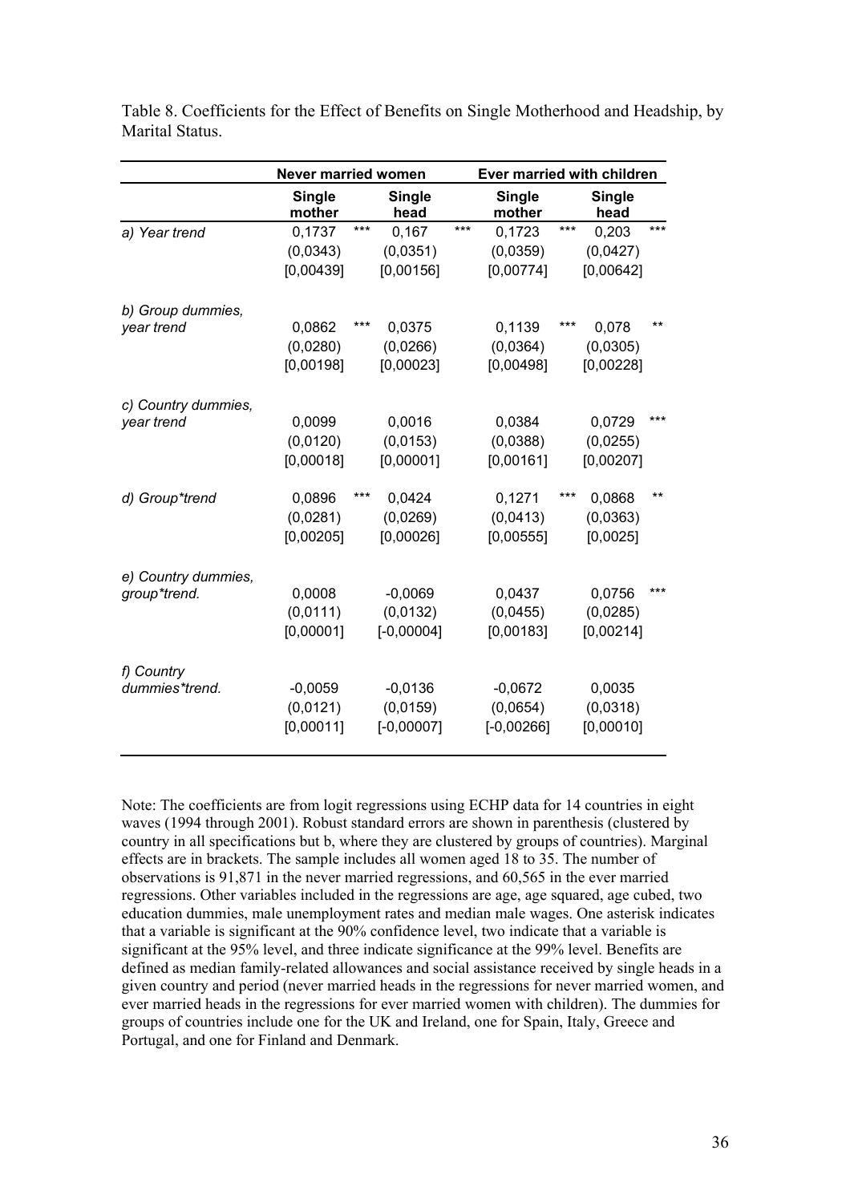Table 8. Coefficients for the Effect of Benefits on Single Motherhood and Headship, by Marital Status.

| | Never married women | | Ever married with children | |
|---|---|---|---|---|
| | **Single mother** | **Single head** | **Single mother** | **Single head** |
| *a) Year trend* | 0,1737 *** | 0,167 *** | 0,1723 *** | 0,203 *** |
| | (0,0343) | (0,0351) | (0,0359) | (0,0427) |
| | [0,00439] | [0,00156] | [0,00774] | [0,00642] |
| *b) Group dummies, year trend* | 0,0862 *** | 0,0375 | 0,1139 *** | 0,078 ** |
| | (0,0280) | (0,0266) | (0,0364) | (0,0305) |
| | [0,00198] | [0,00023] | [0,00498] | [0,00228] |
| *c) Country dummies, year trend* | 0,0099 | 0,0016 | 0,0384 | 0,0729 *** |
| | (0,0120) | (0,0153) | (0,0388) | (0,0255) |
| | [0,00018] | [0,00001] | [0,00161] | [0,00207] |
| *d) Group*trend* | 0,0896 *** | 0,0424 | 0,1271 *** | 0,0868 ** |
| | (0,0281) | (0,0269) | (0,0413) | (0,0363) |
| | [0,00205] | [0,00026] | [0,00555] | [0,0025] |
| *e) Country dummies, group*trend.* | 0,0008 | -0,0069 | 0,0437 | 0,0756 *** |
| | (0,0111) | (0,0132) | (0,0455) | (0,0285) |
| | [0,00001] | [-0,00004] | [0,00183] | [0,00214] |
| *f) Country dummies*trend.* | -0,0059 | -0,0136 | -0,0672 | 0,0035 |
| | (0,0121) | (0,0159) | (0,0654) | (0,0318) |
| | [0,00011] | [-0,00007] | [-0,00266] | [0,00010] |

Note: The coefficients are from logit regressions using ECHP data for 14 countries in eight waves (1994 through 2001). Robust standard errors are shown in parenthesis (clustered by country in all specifications but b, where they are clustered by groups of countries). Marginal effects are in brackets. The sample includes all women aged 18 to 35. The number of observations is 91,871 in the never married regressions, and 60,565 in the ever married regressions. Other variables included in the regressions are age, age squared, age cubed, two education dummies, male unemployment rates and median male wages. One asterisk indicates that a variable is significant at the 90% confidence level, two indicate that a variable is significant at the 95% level, and three indicate significance at the 99% level. Benefits are defined as median family-related allowances and social assistance received by single heads in a given country and period (never married heads in the regressions for never married women, and ever married heads in the regressions for ever married women with children). The dummies for groups of countries include one for the UK and Ireland, one for Spain, Italy, Greece and Portugal, and one for Finland and Denmark.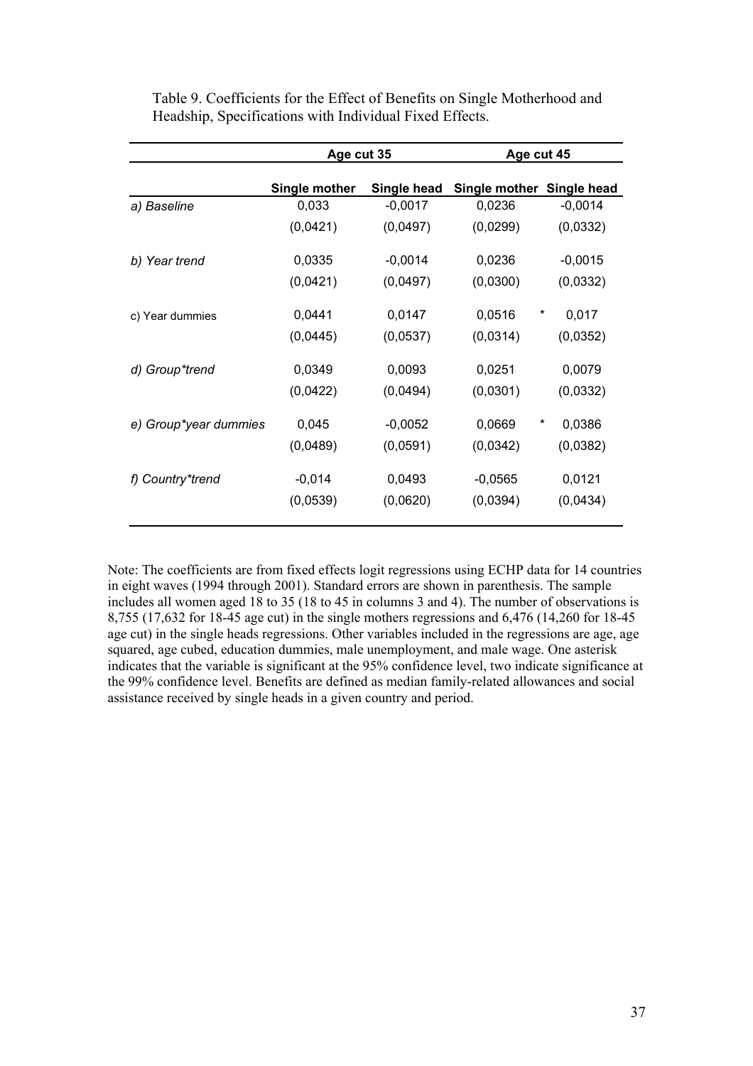Table 9. Coefficients for the Effect of Benefits on Single Motherhood and Headship, Specifications with Individual Fixed Effects.

| | Age cut 35 | | Age cut 45 | |
|---|---|---|---|---|
| | **Single mother** | **Single head** | **Single mother** | **Single head** |
| *a) Baseline* | 0,033 | -0,0017 | 0,0236 | -0,0014 |
| | (0,0421) | (0,0497) | (0,0299) | (0,0332) |
| *b) Year trend* | 0,0335 | -0,0014 | 0,0236 | -0,0015 |
| | (0,0421) | (0,0497) | (0,0300) | (0,0332) |
| c) Year dummies | 0,0441 | 0,0147 | 0,0516 * | 0,017 |
| | (0,0445) | (0,0537) | (0,0314) | (0,0352) |
| *d) Group*trend* | 0,0349 | 0,0093 | 0,0251 | 0,0079 |
| | (0,0422) | (0,0494) | (0,0301) | (0,0332) |
| *e) Group*year dummies* | 0,045 | -0,0052 | 0,0669 * | 0,0386 |
| | (0,0489) | (0,0591) | (0,0342) | (0,0382) |
| *f) Country*trend* | -0,014 | 0,0493 | -0,0565 | 0,0121 |
| | (0,0539) | (0,0620) | (0,0394) | (0,0434) |

Note: The coefficients are from fixed effects logit regressions using ECHP data for 14 countries in eight waves (1994 through 2001). Standard errors are shown in parenthesis. The sample includes all women aged 18 to 35 (18 to 45 in columns 3 and 4). The number of observations is 8,755 (17,632 for 18-45 age cut) in the single mothers regressions and 6,476 (14,260 for 18-45 age cut) in the single heads regressions. Other variables included in the regressions are age, age squared, age cubed, education dummies, male unemployment, and male wage. One asterisk indicates that the variable is significant at the 95% confidence level, two indicate significance at the 99% confidence level. Benefits are defined as median family-related allowances and social assistance received by single heads in a given country and period.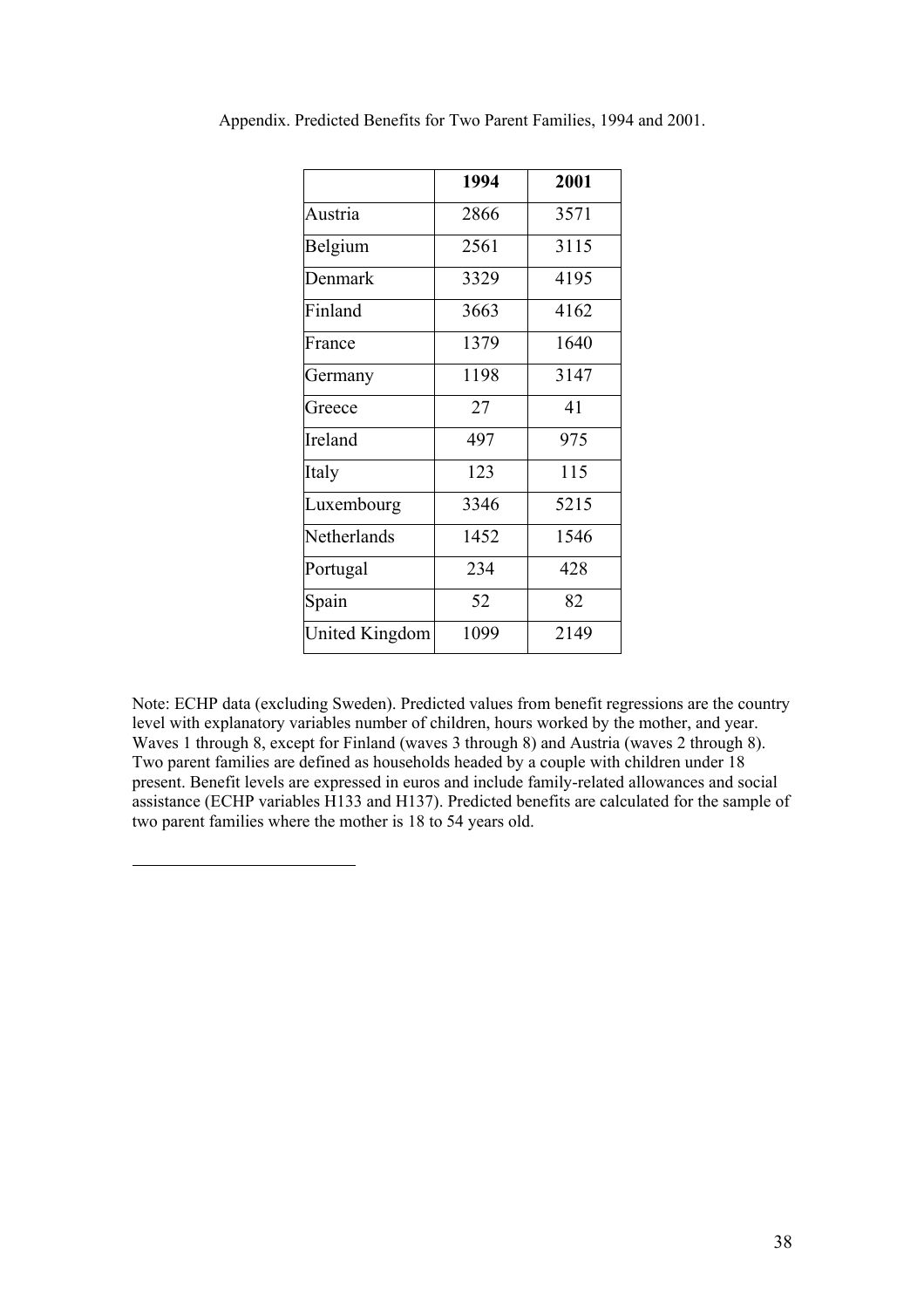Appendix. Predicted Benefits for Two Parent Families, 1994 and 2001.

| | 1994 | 2001 |
|---|---|---|
| Austria | 2866 | 3571 |
| Belgium | 2561 | 3115 |
| Denmark | 3329 | 4195 |
| Finland | 3663 | 4162 |
| France | 1379 | 1640 |
| Germany | 1198 | 3147 |
| Greece | 27 | 41 |
| Ireland | 497 | 975 |
| Italy | 123 | 115 |
| Luxembourg | 3346 | 5215 |
| Netherlands | 1452 | 1546 |
| Portugal | 234 | 428 |
| Spain | 52 | 82 |
| United Kingdom | 1099 | 2149 |

Note: ECHP data (excluding Sweden). Predicted values from benefit regressions are the country level with explanatory variables number of children, hours worked by the mother, and year. Waves 1 through 8, except for Finland (waves 3 through 8) and Austria (waves 2 through 8). Two parent families are defined as households headed by a couple with children under 18 present. Benefit levels are expressed in euros and include family-related allowances and social assistance (ECHP variables H133 and H137). Predicted benefits are calculated for the sample of two parent families where the mother is 18 to 54 years old.